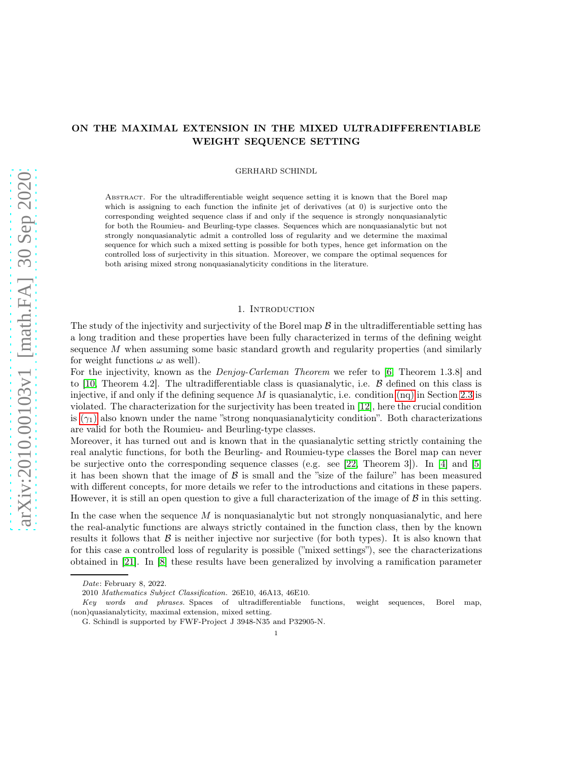# ON THE MAXIMAL EXTENSION IN THE MIXED ULTRADIFFERENTIABLE WEIGHT SEQUENCE SETTING

GERHARD SCHINDL

Abstract. For the ultradifferentiable weight sequence setting it is known that the Borel map which is assigning to each function the infinite jet of derivatives (at 0) is surjective onto the corresponding weighted sequence class if and only if the sequence is strongly nonquasianalytic for both the Roumieu- and Beurling-type classes. Sequences which are nonquasianalytic but not strongly nonquasianalytic admit a controlled loss of regularity and we determine the maximal sequence for which such a mixed setting is possible for both types, hence get information on the controlled loss of surjectivity in this situation. Moreover, we compare the optimal sequences for both arising mixed strong nonquasianalyticity conditions in the literature.

## 1. Introduction

The study of the injectivity and surjectivity of the Borel map $\mathcal{B}$ in the ultradifferentiable setting has a long tradition and these properties have been fully characterized in terms of the defining weight sequence $M$ when assuming some basic standard growth and regularity properties (and similarly for weight functions $\omega$ as well).

For the injectivity, known as the *Denjoy-Carleman Theorem* we refer to [6, Theorem 1.3.8] and to [10, Theorem 4.2]. The ultradifferentiable class is quasianalytic, i.e. $\mathcal{B}$ defined on this class is injective, if and only if the defining sequence $M$ is quasianalytic, i.e. condition (nq) in Section 2.3 is violated. The characterization for the surjectivity has been treated in [12], here the crucial condition is $(\gamma_1)$ also known under the name "strong nonquasianalyticity condition". Both characterizations are valid for both the Roumieu- and Beurling-type classes.

Moreover, it has turned out and is known that in the quasianalytic setting strictly containing the real analytic functions, for both the Beurling- and Roumieu-type classes the Borel map can never be surjective onto the corresponding sequence classes (e.g. see [22, Theorem 3]). In [4] and [5] it has been shown that the image of $\mathcal{B}$ is small and the "size of the failure" has been measured with different concepts, for more details we refer to the introductions and citations in these papers. However, it is still an open question to give a full characterization of the image of $\mathcal{B}$ in this setting.

In the case when the sequence $M$ is nonquasianalytic but not strongly nonquasianalytic, and here the real-analytic functions are always strictly contained in the function class, then by the known results it follows that $\mathcal{B}$ is neither injective nor surjective (for both types). It is also known that for this case a controlled loss of regularity is possible ("mixed settings"), see the characterizations obtained in [21]. In [8] these results have been generalized by involving a ramification parameter

---

*Date*: February 8, 2022.

2010 *Mathematics Subject Classification.* 26E10, 46A13, 46E10.

*Key words and phrases.* Spaces of ultradifferentiable functions, weight sequences, Borel map, (non)quasianalyticity, maximal extension, mixed setting.

G. Schindl is supported by FWF-Project J 3948-N35 and P32905-N.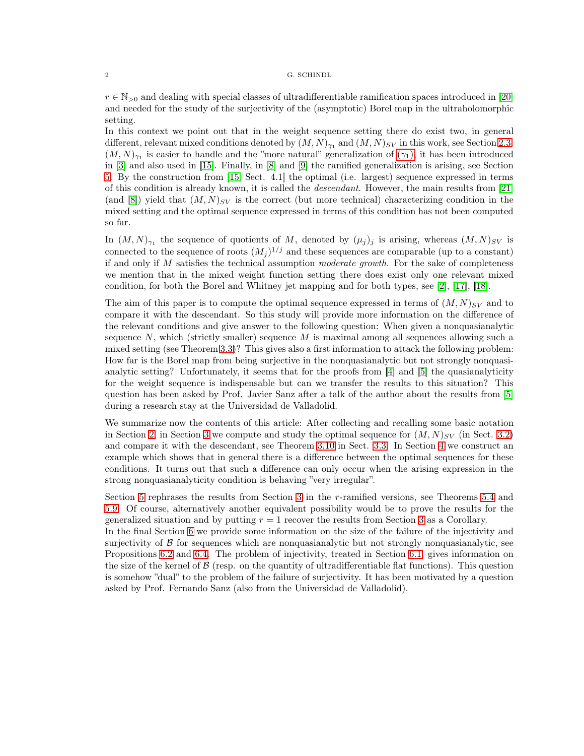$r \in \mathbb{N}_{>0}$ and dealing with special classes of ultradifferentiable ramification spaces introduced in [20] and needed for the study of the surjectivity of the (asymptotic) Borel map in the ultraholomorphic setting.
In this context we point out that in the weight sequence setting there do exist two, in general different, relevant mixed conditions denoted by $(M,N)_{\gamma_1}$ and $(M,N)_{SV}$ in this work, see Section 2.3. $(M,N)_{\gamma_1}$ is easier to handle and the "more natural" generalization of $(\gamma_1)$; it has been introduced in [3] and also used in [15]. Finally, in [8] and [9] the ramified generalization is arising, see Section 5. By the construction from [15, Sect. 4.1] the optimal (i.e. largest) sequence expressed in terms of this condition is already known, it is called the *descendant*. However, the main results from [21] (and [8]) yield that $(M,N)_{SV}$ is the correct (but more technical) characterizing condition in the mixed setting and the optimal sequence expressed in terms of this condition has not been computed so far.

In $(M,N)_{\gamma_1}$ the sequence of quotients of $M$, denoted by $(\mu_j)_j$ is arising, whereas $(M,N)_{SV}$ is connected to the sequence of roots $(M_j)^{1/j}$ and these sequences are comparable (up to a constant) if and only if $M$ satisfies the technical assumption *moderate growth*. For the sake of completeness we mention that in the mixed weight function setting there does exist only one relevant mixed condition, for both the Borel and Whitney jet mapping and for both types, see [2], [17], [18].

The aim of this paper is to compute the optimal sequence expressed in terms of $(M,N)_{SV}$ and to compare it with the descendant. So this study will provide more information on the difference of the relevant conditions and give answer to the following question: When given a nonquasianalytic sequence $N$, which (strictly smaller) sequence $M$ is maximal among all sequences allowing such a mixed setting (see Theorem 3.3)? This gives also a first information to attack the following problem: How far is the Borel map from being surjective in the nonquasianalytic but not strongly nonquasianalytic setting? Unfortunately, it seems that for the proofs from [4] and [5] the quasianalyticity for the weight sequence is indispensable but can we transfer the results to this situation? This question has been asked by Prof. Javier Sanz after a talk of the author about the results from [5] during a research stay at the Universidad de Valladolid.

We summarize now the contents of this article: After collecting and recalling some basic notation in Section 2, in Section 3 we compute and study the optimal sequence for $(M,N)_{SV}$ (in Sect. 3.2) and compare it with the descendant, see Theorem 3.10 in Sect. 3.3. In Section 4 we construct an example which shows that in general there is a difference between the optimal sequences for these conditions. It turns out that such a difference can only occur when the arising expression in the strong nonquasianalyticity condition is behaving "very irregular".

Section 5 rephrases the results from Section 3 in the $r$-ramified versions, see Theorems 5.4 and 5.9. Of course, alternatively another equivalent possibility would be to prove the results for the generalized situation and by putting $r = 1$ recover the results from Section 3 as a Corollary.
In the final Section 6 we provide some information on the size of the failure of the injectivity and surjectivity of $\mathcal{B}$ for sequences which are nonquasianalytic but not strongly nonquasianalytic, see Propositions 6.2 and 6.4. The problem of injectivity, treated in Section 6.1, gives information on the size of the kernel of $\mathcal{B}$ (resp. on the quantity of ultradifferentiable flat functions). This question is somehow "dual" to the problem of the failure of surjectivity. It has been motivated by a question asked by Prof. Fernando Sanz (also from the Universidad de Valladolid).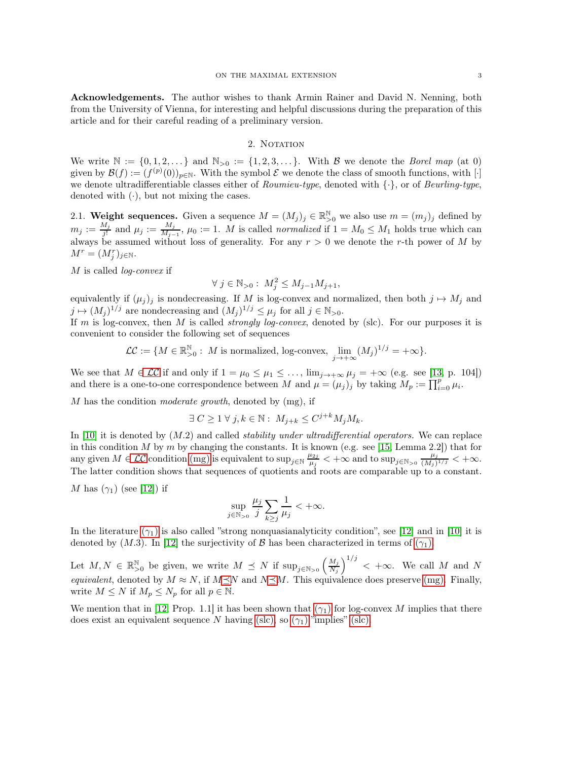**Acknowledgements.** The author wishes to thank Armin Rainer and David N. Nenning, both from the University of Vienna, for interesting and helpful discussions during the preparation of this article and for their careful reading of a preliminary version.

## 2. Notation

We write $\mathbb{N} := \{0, 1, 2, \dots\}$ and $\mathbb{N}_{>0} := \{1, 2, 3, \dots\}$. With $\mathcal{B}$ we denote the *Borel map* (at 0) given by $\mathcal{B}(f) := (f^{(p)}(0))_{p\in\mathbb{N}}$. With the symbol $\mathcal{E}$ we denote the class of smooth functions, with $[\cdot]$ we denote ultradifferentiable classes either of *Roumieu-type*, denoted with $\{\cdot\}$, or of *Beurling-type*, denoted with $(\cdot)$, but not mixing the cases.

### 2.1. Weight sequences.

Given a sequence $M = (M_j)_j \in \mathbb{R}_{>0}^{\mathbb{N}}$ we also use $m = (m_j)_j$ defined by $m_j := \frac{M_j}{j!}$ and $\mu_j := \frac{M_j}{M_{j-1}}$, $\mu_0 := 1$. $M$ is called *normalized* if $1 = M_0 \le M_1$ holds true which can always be assumed without loss of generality. For any $r > 0$ we denote the $r$-th power of $M$ by $M^r = (M_j^r)_{j\in\mathbb{N}}$.

$M$ is called *log-convex* if

$$\forall\, j \in \mathbb{N}_{>0} :\ M_j^2 \le M_{j-1}M_{j+1},$$

equivalently if $(\mu_j)_j$ is nondecreasing. If $M$ is log-convex and normalized, then both $j \mapsto M_j$ and $j \mapsto (M_j)^{1/j}$ are nondecreasing and $(M_j)^{1/j} \le \mu_j$ for all $j \in \mathbb{N}_{>0}$.

If $m$ is log-convex, then $M$ is called *strongly log-convex*, denoted by (slc). For our purposes it is convenient to consider the following set of sequences

$$\mathcal{LC} := \{M \in \mathbb{R}_{>0}^{\mathbb{N}} :\ M \text{ is normalized, log-convex, } \lim_{j\to+\infty}(M_j)^{1/j} = +\infty\}.$$

We see that $M \in \mathcal{LC}$ if and only if $1 = \mu_0 \le \mu_1 \le \dots$, $\lim_{j\to+\infty}\mu_j = +\infty$ (e.g. see [13, p. 104]) and there is a one-to-one correspondence between $M$ and $\mu = (\mu_j)_j$ by taking $M_p := \prod_{i=0}^{p}\mu_i$.

$M$ has the condition *moderate growth*, denoted by (mg), if

$$\exists\, C \ge 1\ \forall\, j, k \in \mathbb{N} :\ M_{j+k} \le C^{j+k}M_jM_k.$$

In [10] it is denoted by $(M.2)$ and called *stability under ultradifferential operators.* We can replace in this condition $M$ by $m$ by changing the constants. It is known (e.g. see [15, Lemma 2.2]) that for any given $M \in \mathcal{LC}$ condition (mg) is equivalent to $\sup_{j\in\mathbb{N}}\frac{\mu_{2j}}{\mu_j} < +\infty$ and to $\sup_{j\in\mathbb{N}_{>0}}\frac{\mu_j}{(M_j)^{1/j}} < +\infty$. The latter condition shows that sequences of quotients and roots are comparable up to a constant.

$M$ has $(\gamma_1)$ (see [12]) if

$$\sup_{j\in\mathbb{N}_{>0}}\frac{\mu_j}{j}\sum_{k\ge j}\frac{1}{\mu_j} < +\infty.$$

In the literature $(\gamma_1)$ is also called "strong nonquasianalyticity condition", see [12] and in [10] it is denoted by $(M.3)$. In [12] the surjectivity of $\mathcal{B}$ has been characterized in terms of $(\gamma_1)$.

Let $M, N \in \mathbb{R}_{>0}^{\mathbb{N}}$ be given, we write $M \preceq N$ if $\sup_{j\in\mathbb{N}_{>0}}\left(\frac{M_j}{N_j}\right)^{1/j} < +\infty$. We call $M$ and $N$ *equivalent*, denoted by $M \approx N$, if $M \preceq N$ and $N \preceq M$. This equivalence does preserve (mg). Finally, write $M \le N$ if $M_p \le N_p$ for all $p \in \mathbb{N}$.

We mention that in [12, Prop. 1.1] it has been shown that $(\gamma_1)$ for log-convex $M$ implies that there does exist an equivalent sequence $N$ having (slc), so $(\gamma_1)$ "implies" (slc).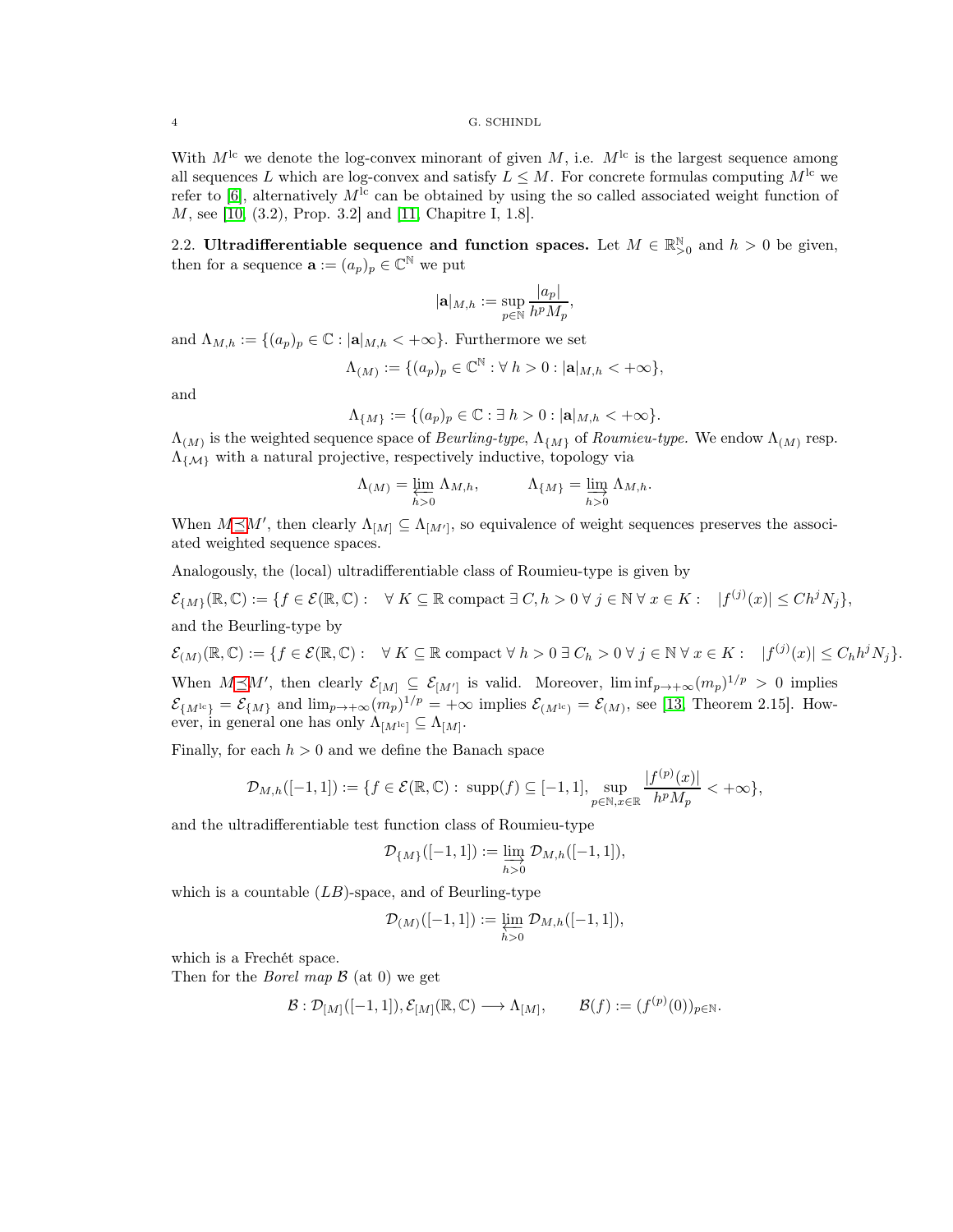With $M^{\mathrm{lc}}$ we denote the log-convex minorant of given $M$, i.e. $M^{\mathrm{lc}}$ is the largest sequence among all sequences $L$ which are log-convex and satisfy $L \le M$. For concrete formulas computing $M^{\mathrm{lc}}$ we refer to [6], alternatively $M^{\mathrm{lc}}$ can be obtained by using the so called associated weight function of $M$, see [10, (3.2), Prop. 3.2] and [11, Chapitre I, 1.8].

2.2. **Ultradifferentiable sequence and function spaces.** Let $M \in \mathbb{R}_{>0}^{\mathbb{N}}$ and $h > 0$ be given, then for a sequence $\mathbf{a} := (a_p)_p \in \mathbb{C}^{\mathbb{N}}$ we put

$$|\mathbf{a}|_{M,h} := \sup_{p\in\mathbb{N}} \frac{|a_p|}{h^p M_p},$$

and $\Lambda_{M,h} := \{(a_p)_p \in \mathbb{C} : |\mathbf{a}|_{M,h} < +\infty\}$. Furthermore we set

$$\Lambda_{(M)} := \{(a_p)_p \in \mathbb{C}^{\mathbb{N}} : \forall\, h > 0 : |\mathbf{a}|_{M,h} < +\infty\},$$

and

$$\Lambda_{\{M\}} := \{(a_p)_p \in \mathbb{C} : \exists\, h > 0 : |\mathbf{a}|_{M,h} < +\infty\}.$$

$\Lambda_{(M)}$ is the weighted sequence space of *Beurling-type*, $\Lambda_{\{M\}}$ of *Roumieu-type.* We endow $\Lambda_{(M)}$ resp. $\Lambda_{\{\mathcal{M}\}}$ with a natural projective, respectively inductive, topology via

$$\Lambda_{(M)} = \varprojlim_{h>0} \Lambda_{M,h}, \qquad \Lambda_{\{M\}} = \varinjlim_{h>0} \Lambda_{M,h}.$$

When $M \preceq M'$, then clearly $\Lambda_{[M]} \subseteq \Lambda_{[M']}$, so equivalence of weight sequences preserves the associated weighted sequence spaces.

Analogously, the (local) ultradifferentiable class of Roumieu-type is given by

$$\mathcal{E}_{\{M\}}(\mathbb{R},\mathbb{C}) := \{f \in \mathcal{E}(\mathbb{R},\mathbb{C}) : \quad \forall\, K \subseteq \mathbb{R} \text{ compact } \exists\, C, h > 0\, \forall\, j \in \mathbb{N}\, \forall\, x \in K : \quad |f^{(j)}(x)| \le C h^j N_j\},$$

and the Beurling-type by

$$\mathcal{E}_{(M)}(\mathbb{R},\mathbb{C}) := \{f \in \mathcal{E}(\mathbb{R},\mathbb{C}) : \quad \forall\, K \subseteq \mathbb{R} \text{ compact } \forall\, h > 0\, \exists\, C_h > 0\, \forall\, j \in \mathbb{N}\, \forall\, x \in K : \quad |f^{(j)}(x)| \le C_h h^j N_j\}.$$

When $M \preceq M'$, then clearly $\mathcal{E}_{[M]} \subseteq \mathcal{E}_{[M']}$ is valid. Moreover, $\liminf_{p\to+\infty}(m_p)^{1/p} > 0$ implies $\mathcal{E}_{\{M^{\mathrm{lc}}\}} = \mathcal{E}_{\{M\}}$ and $\lim_{p\to+\infty}(m_p)^{1/p} = +\infty$ implies $\mathcal{E}_{(M^{\mathrm{lc}})} = \mathcal{E}_{(M)}$, see [13, Theorem 2.15]. However, in general one has only $\Lambda_{[M^{\mathrm{lc}}]} \subseteq \Lambda_{[M]}$.

Finally, for each $h > 0$ and we define the Banach space

$$\mathcal{D}_{M,h}([-1,1]) := \{f \in \mathcal{E}(\mathbb{R},\mathbb{C}) : \operatorname{supp}(f) \subseteq [-1,1], \sup_{p\in\mathbb{N}, x\in\mathbb{R}} \frac{|f^{(p)}(x)|}{h^p M_p} < +\infty\},$$

and the ultradifferentiable test function class of Roumieu-type

$$\mathcal{D}_{\{M\}}([-1,1]) := \varinjlim_{h>0} \mathcal{D}_{M,h}([-1,1]),$$

which is a countable $(LB)$-space, and of Beurling-type

$$\mathcal{D}_{(M)}([-1,1]) := \varprojlim_{h>0} \mathcal{D}_{M,h}([-1,1]),$$

which is a Frechét space.

Then for the *Borel map* $\mathcal{B}$ (at 0) we get

$$\mathcal{B} : \mathcal{D}_{[M]}([-1,1]), \mathcal{E}_{[M]}(\mathbb{R},\mathbb{C}) \longrightarrow \Lambda_{[M]}, \qquad \mathcal{B}(f) := (f^{(p)}(0))_{p\in\mathbb{N}}.$$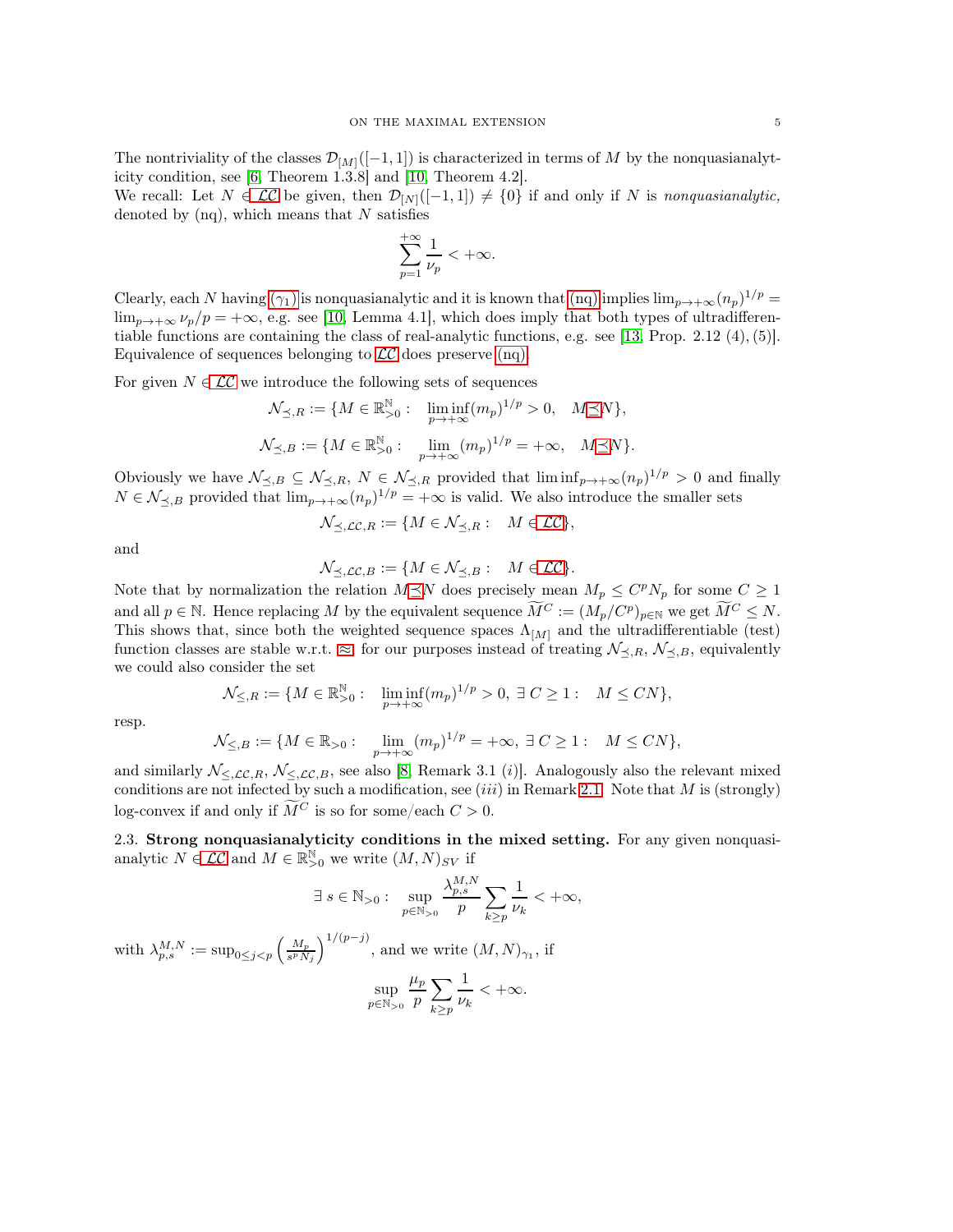The nontriviality of the classes $\mathcal{D}_{[M]}([-1,1])$ is characterized in terms of $M$ by the nonquasianalyticity condition, see [6, Theorem 1.3.8] and [10, Theorem 4.2].

We recall: Let $N \in \mathcal{LC}$ be given, then $\mathcal{D}_{[N]}([-1,1]) \neq \{0\}$ if and only if $N$ is *nonquasianalytic,* denoted by (nq), which means that $N$ satisfies

$$\sum_{p=1}^{+\infty} \frac{1}{\nu_p} < +\infty.$$

Clearly, each $N$ having $(\gamma_1)$ is nonquasianalytic and it is known that (nq) implies $\lim_{p\to+\infty}(n_p)^{1/p} = \lim_{p\to+\infty} \nu_p/p = +\infty$, e.g. see [10, Lemma 4.1], which does imply that both types of ultradifferentiable functions are containing the class of real-analytic functions, e.g. see [13, Prop. 2.12 (4), (5)]. Equivalence of sequences belonging to $\mathcal{LC}$ does preserve (nq).

For given $N \in \mathcal{LC}$ we introduce the following sets of sequences

$$\mathcal{N}_{\preceq,R} := \{M \in \mathbb{R}_{>0}^{\mathbb{N}} : \quad \liminf_{p\to+\infty}(m_p)^{1/p} > 0, \quad M \preceq N\},$$

$$\mathcal{N}_{\preceq,B} := \{M \in \mathbb{R}_{>0}^{\mathbb{N}} : \quad \lim_{p\to+\infty}(m_p)^{1/p} = +\infty, \quad M \preceq N\}.$$

Obviously we have $\mathcal{N}_{\preceq,B} \subseteq \mathcal{N}_{\preceq,R}$, $N \in \mathcal{N}_{\preceq,R}$ provided that $\liminf_{p\to+\infty}(n_p)^{1/p} > 0$ and finally $N \in \mathcal{N}_{\preceq,B}$ provided that $\lim_{p\to+\infty}(n_p)^{1/p} = +\infty$ is valid. We also introduce the smaller sets

$$\mathcal{N}_{\preceq,\mathcal{LC},R} := \{M \in \mathcal{N}_{\preceq,R} : \quad M \in \mathcal{LC}\},$$

and

$$\mathcal{N}_{\preceq,\mathcal{LC},B} := \{M \in \mathcal{N}_{\preceq,B} : \quad M \in \mathcal{LC}\}.$$

Note that by normalization the relation $M \preceq N$ does precisely mean $M_p \leq C^p N_p$ for some $C \geq 1$ and all $p \in \mathbb{N}$. Hence replacing $M$ by the equivalent sequence $\widetilde{M}^C := (M_p/C^p)_{p\in\mathbb{N}}$ we get $\widetilde{M}^C \leq N$. This shows that, since both the weighted sequence spaces $\Lambda_{[M]}$ and the ultradifferentiable (test) function classes are stable w.r.t. $\approx$, for our purposes instead of treating $\mathcal{N}_{\preceq,R}$, $\mathcal{N}_{\preceq,B}$, equivalently we could also consider the set

$$\mathcal{N}_{\leq,R} := \{M \in \mathbb{R}_{>0}^{\mathbb{N}} : \quad \liminf_{p\to+\infty}(m_p)^{1/p} > 0, \ \exists\, C \geq 1 : \quad M \leq CN\},$$

resp.

$$\mathcal{N}_{\leq,B} := \{M \in \mathbb{R}_{>0} : \quad \lim_{p\to+\infty}(m_p)^{1/p} = +\infty, \ \exists\, C \geq 1 : \quad M \leq CN\},$$

and similarly $\mathcal{N}_{\leq,\mathcal{LC},R}$, $\mathcal{N}_{\leq,\mathcal{LC},B}$, see also [8, Remark 3.1 $(i)$]. Analogously also the relevant mixed conditions are not infected by such a modification, see $(iii)$ in Remark 2.1. Note that $M$ is (strongly) log-convex if and only if $\widetilde{M}^C$ is so for some/each $C > 0$.

## 2.3. Strong nonquasianalyticity conditions in the mixed setting.

For any given nonquasianalytic $N \in \mathcal{LC}$ and $M \in \mathbb{R}_{>0}^{\mathbb{N}}$ we write $(M,N)_{SV}$ if

$$\exists\, s \in \mathbb{N}_{>0} : \sup_{p\in\mathbb{N}_{>0}} \frac{\lambda_{p,s}^{M,N}}{p} \sum_{k\geq p} \frac{1}{\nu_k} < +\infty,$$

with $\lambda_{p,s}^{M,N} := \sup_{0\leq j<p} \left(\frac{M_p}{s^p N_j}\right)^{1/(p-j)}$, and we write $(M,N)_{\gamma_1}$, if

$$\sup_{p\in\mathbb{N}_{>0}} \frac{\mu_p}{p} \sum_{k\geq p} \frac{1}{\nu_k} < +\infty.$$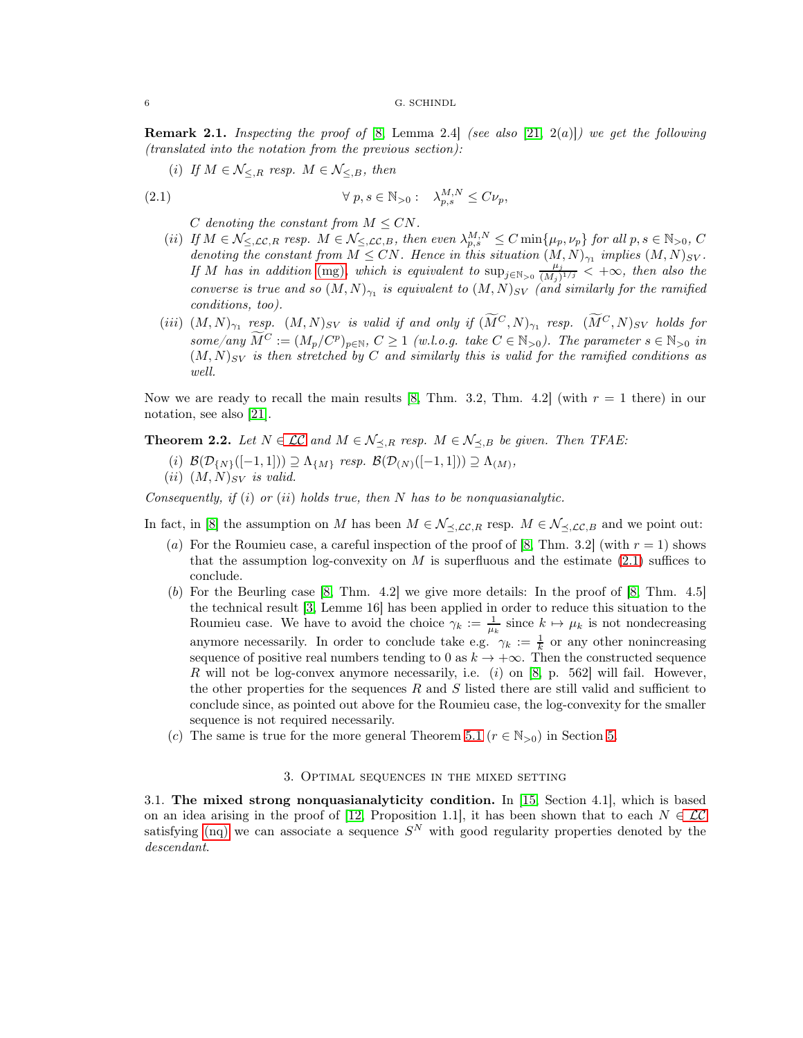**Remark 2.1.** *Inspecting the proof of [8, Lemma 2.4] (see also [21, 2(a)]) we get the following (translated into the notation from the previous section):*

*(i) If $M \in \mathcal{N}_{\le,R}$ resp. $M \in \mathcal{N}_{\le,B}$, then*

$$\forall\, p,s \in \mathbb{N}_{>0}: \quad \lambda^{M,N}_{p,s} \le C\nu_p, \tag{2.1}$$

*$C$ denoting the constant from $M \le CN$.*

*(ii) If $M \in \mathcal{N}_{\le,\mathcal{LC},R}$ resp. $M \in \mathcal{N}_{\le,\mathcal{LC},B}$, then even $\lambda^{M,N}_{p,s} \le C \min\{\mu_p, \nu_p\}$ for all $p,s \in \mathbb{N}_{>0}$, $C$ denoting the constant from $M \le CN$. Hence in this situation $(M,N)_{\gamma_1}$ implies $(M,N)_{SV}$. If $M$ has in addition (mg), which is equivalent to $\sup_{j\in\mathbb{N}_{>0}} \frac{\mu_j}{(M_j)^{1/j}} < +\infty$, then also the converse is true and so $(M,N)_{\gamma_1}$ is equivalent to $(M,N)_{SV}$ (and similarly for the ramified conditions, too).*

*(iii) $(M,N)_{\gamma_1}$ resp. $(M,N)_{SV}$ is valid if and only if $(\widetilde{M}^C,N)_{\gamma_1}$ resp. $(\widetilde{M}^C,N)_{SV}$ holds for some/any $\widetilde{M}^C := (M_p/C^p)_{p\in\mathbb{N}}$, $C \ge 1$ (w.l.o.g. take $C \in \mathbb{N}_{>0}$). The parameter $s \in \mathbb{N}_{>0}$ in $(M,N)_{SV}$ is then stretched by $C$ and similarly this is valid for the ramified conditions as well.*

Now we are ready to recall the main results [8, Thm. 3.2, Thm. 4.2] (with $r = 1$ there) in our notation, see also [21].

**Theorem 2.2.** *Let $N \in \mathcal{LC}$ and $M \in \mathcal{N}_{\preceq,R}$ resp. $M \in \mathcal{N}_{\preceq,B}$ be given. Then TFAE:*

*(i) $\mathcal{B}(\mathcal{D}_{\{N\}}([-1,1])) \supseteq \Lambda_{\{M\}}$ resp. $\mathcal{B}(\mathcal{D}_{(N)}([-1,1])) \supseteq \Lambda_{(M)}$,*

*(ii) $(M,N)_{SV}$ is valid.*

*Consequently, if (i) or (ii) holds true, then $N$ has to be nonquasianalytic.*

In fact, in [8] the assumption on $M$ has been $M \in \mathcal{N}_{\preceq,\mathcal{LC},R}$ resp. $M \in \mathcal{N}_{\preceq,\mathcal{LC},B}$ and we point out:

(a) For the Roumieu case, a careful inspection of the proof of [8, Thm. 3.2] (with $r = 1$) shows that the assumption log-convexity on $M$ is superfluous and the estimate (2.1) suffices to conclude.

(b) For the Beurling case [8, Thm. 4.2] we give more details: In the proof of [8, Thm. 4.5] the technical result [3, Lemme 16] has been applied in order to reduce this situation to the Roumieu case. We have to avoid the choice $\gamma_k := \frac{1}{\mu_k}$ since $k \mapsto \mu_k$ is not nondecreasing anymore necessarily. In order to conclude take e.g. $\gamma_k := \frac{1}{k}$ or any other nonincreasing sequence of positive real numbers tending to 0 as $k \to +\infty$. Then the constructed sequence $R$ will not be log-convex anymore necessarily, i.e. $(i)$ on [8, p. 562] will fail. However, the other properties for the sequences $R$ and $S$ listed there are still valid and sufficient to conclude since, as pointed out above for the Roumieu case, the log-convexity for the smaller sequence is not required necessarily.

(c) The same is true for the more general Theorem 5.1 ($r \in \mathbb{N}_{>0}$) in Section 5.

## 3. Optimal sequences in the mixed setting

3.1. **The mixed strong nonquasianalyticity condition.** In [15, Section 4.1], which is based on an idea arising in the proof of [12, Proposition 1.1], it has been shown that to each $N \in \mathcal{LC}$ satisfying (nq) we can associate a sequence $S^N$ with good regularity properties denoted by the *descendant*.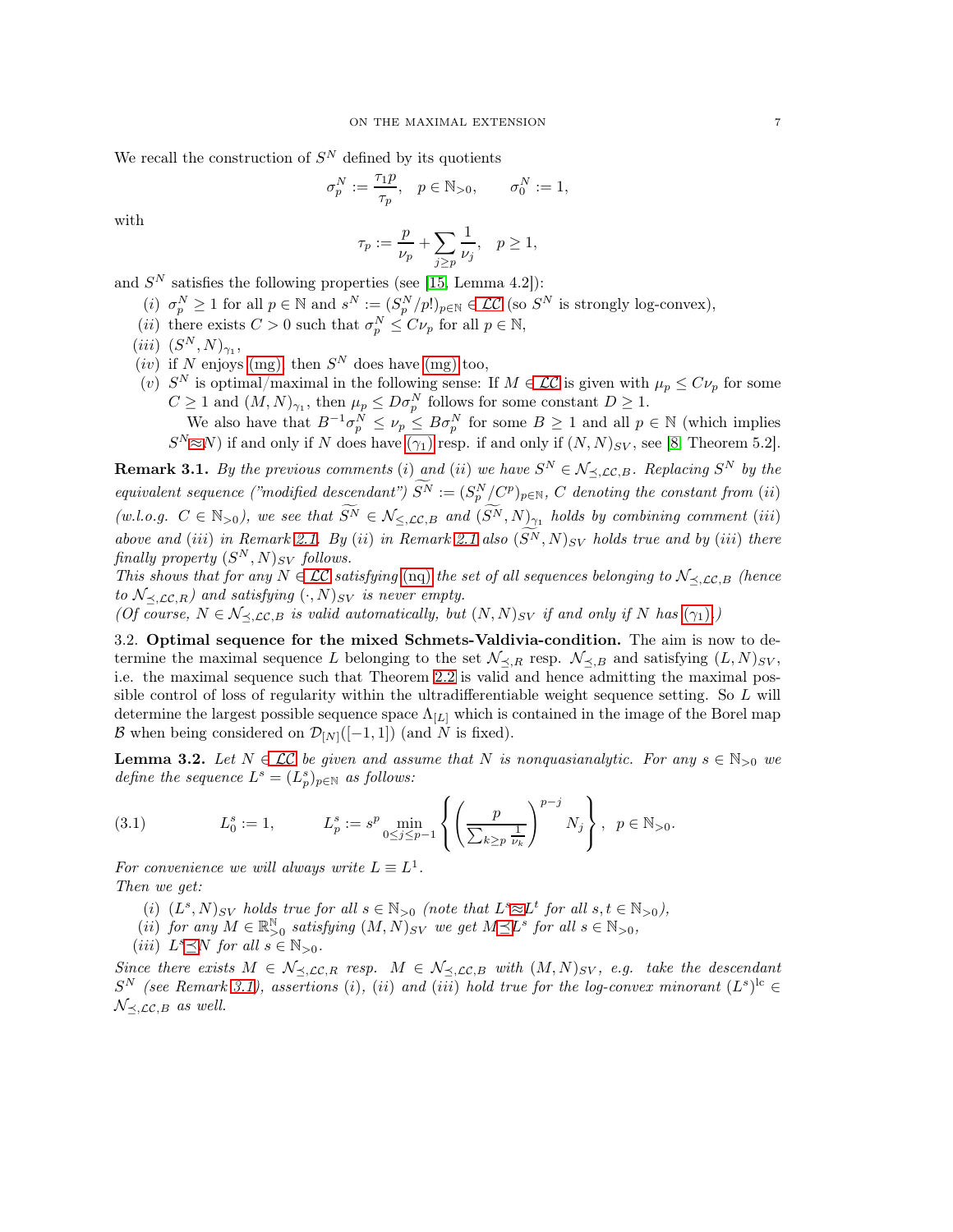We recall the construction of $S^N$ defined by its quotients

$$\sigma_p^N := \frac{\tau_1 p}{\tau_p}, \quad p \in \mathbb{N}_{>0}, \qquad \sigma_0^N := 1,$$

with

$$\tau_p := \frac{p}{\nu_p} + \sum_{j \geq p} \frac{1}{\nu_j}, \quad p \geq 1,$$

and $S^N$ satisfies the following properties (see [15, Lemma 4.2]):

- $(i)$ $\sigma_p^N \geq 1$ for all $p \in \mathbb{N}$ and $s^N := (S_p^N/p!)_{p\in\mathbb{N}} \in \mathcal{LC}$ (so $S^N$ is strongly log-convex),
- $(ii)$ there exists $C > 0$ such that $\sigma_p^N \leq C\nu_p$ for all $p \in \mathbb{N}$,
- $(iii)$ $(S^N, N)_{\gamma_1}$,
- $(iv)$ if $N$ enjoys (mg), then $S^N$ does have (mg) too,
- $(v)$ $S^N$ is optimal/maximal in the following sense: If $M \in \mathcal{LC}$ is given with $\mu_p \leq C\nu_p$ for some $C \geq 1$ and $(M, N)_{\gamma_1}$, then $\mu_p \leq D\sigma_p^N$ follows for some constant $D \geq 1$.

  We also have that $B^{-1}\sigma_p^N \leq \nu_p \leq B\sigma_p^N$ for some $B \geq 1$ and all $p \in \mathbb{N}$ (which implies $S^N \approx N$) if and only if $N$ does have $(\gamma_1)$ resp. if and only if $(N, N)_{SV}$, see [8, Theorem 5.2].

**Remark 3.1.** *By the previous comments $(i)$ and $(ii)$ we have $S^N \in \mathcal{N}_{\preceq,\mathcal{LC},B}$. Replacing $S^N$ by the equivalent sequence ("modified descendant") $\widetilde{S^N} := (S_p^N/C^p)_{p\in\mathbb{N}}$, $C$ denoting the constant from $(ii)$ (w.l.o.g. $C \in \mathbb{N}_{>0}$), we see that $\widetilde{S^N} \in \mathcal{N}_{\leq,\mathcal{LC},B}$ and $(\widetilde{S^N}, N)_{\gamma_1}$ holds by combining comment $(iii)$ above and $(iii)$ in Remark 2.1. By $(ii)$ in Remark 2.1 also $(\widetilde{S^N}, N)_{SV}$ holds true and by $(iii)$ there finally property $(S^N, N)_{SV}$ follows.*

*This shows that for any $N \in \mathcal{LC}$ satisfying (nq) the set of all sequences belonging to $\mathcal{N}_{\preceq,\mathcal{LC},B}$ (hence to $\mathcal{N}_{\preceq,\mathcal{LC},R}$) and satisfying $(\cdot, N)_{SV}$ is never empty.*

*(Of course, $N \in \mathcal{N}_{\preceq,\mathcal{LC},B}$ is valid automatically, but $(N, N)_{SV}$ if and only if $N$ has $(\gamma_1)$.)*

### 3.2. Optimal sequence for the mixed Schmets-Valdivia-condition.

The aim is now to determine the maximal sequence $L$ belonging to the set $\mathcal{N}_{\preceq,R}$ resp. $\mathcal{N}_{\preceq,B}$ and satisfying $(L, N)_{SV}$, i.e. the maximal sequence such that Theorem 2.2 is valid and hence admitting the maximal possible control of loss of regularity within the ultradifferentiable weight sequence setting. So $L$ will determine the largest possible sequence space $\Lambda_{[L]}$ which is contained in the image of the Borel map $\mathcal{B}$ when being considered on $\mathcal{D}_{[N]}([-1, 1])$ (and $N$ is fixed).

**Lemma 3.2.** *Let $N \in \mathcal{LC}$ be given and assume that $N$ is nonquasianalytic. For any $s \in \mathbb{N}_{>0}$ we define the sequence $L^s = (L_p^s)_{p\in\mathbb{N}}$ as follows:*

$$L_0^s := 1, \qquad L_p^s := s^p \min_{0\leq j\leq p-1} \left\{ \left( \frac{p}{\sum_{k\geq p} \frac{1}{\nu_k}} \right)^{p-j} N_j \right\}, \quad p \in \mathbb{N}_{>0}. \tag{3.1}$$

*For convenience we will always write $L \equiv L^1$.*

*Then we get:*

- $(i)$ *$(L^s, N)_{SV}$ holds true for all $s \in \mathbb{N}_{>0}$ (note that $L^s \approx L^t$ for all $s, t \in \mathbb{N}_{>0}$),*
- $(ii)$ *for any $M \in \mathbb{R}_{>0}^{\mathbb{N}}$ satisfying $(M, N)_{SV}$ we get $M \preceq L^s$ for all $s \in \mathbb{N}_{>0}$,*
- $(iii)$ *$L^s \preceq N$ for all $s \in \mathbb{N}_{>0}$.*

*Since there exists $M \in \mathcal{N}_{\preceq,\mathcal{LC},R}$ resp. $M \in \mathcal{N}_{\preceq,\mathcal{LC},B}$ with $(M, N)_{SV}$, e.g. take the descendant $S^N$ (see Remark 3.1), assertions $(i)$, $(ii)$ and $(iii)$ hold true for the log-convex minorant $(L^s)^{\mathrm{lc}} \in \mathcal{N}_{\preceq,\mathcal{LC},B}$ as well.*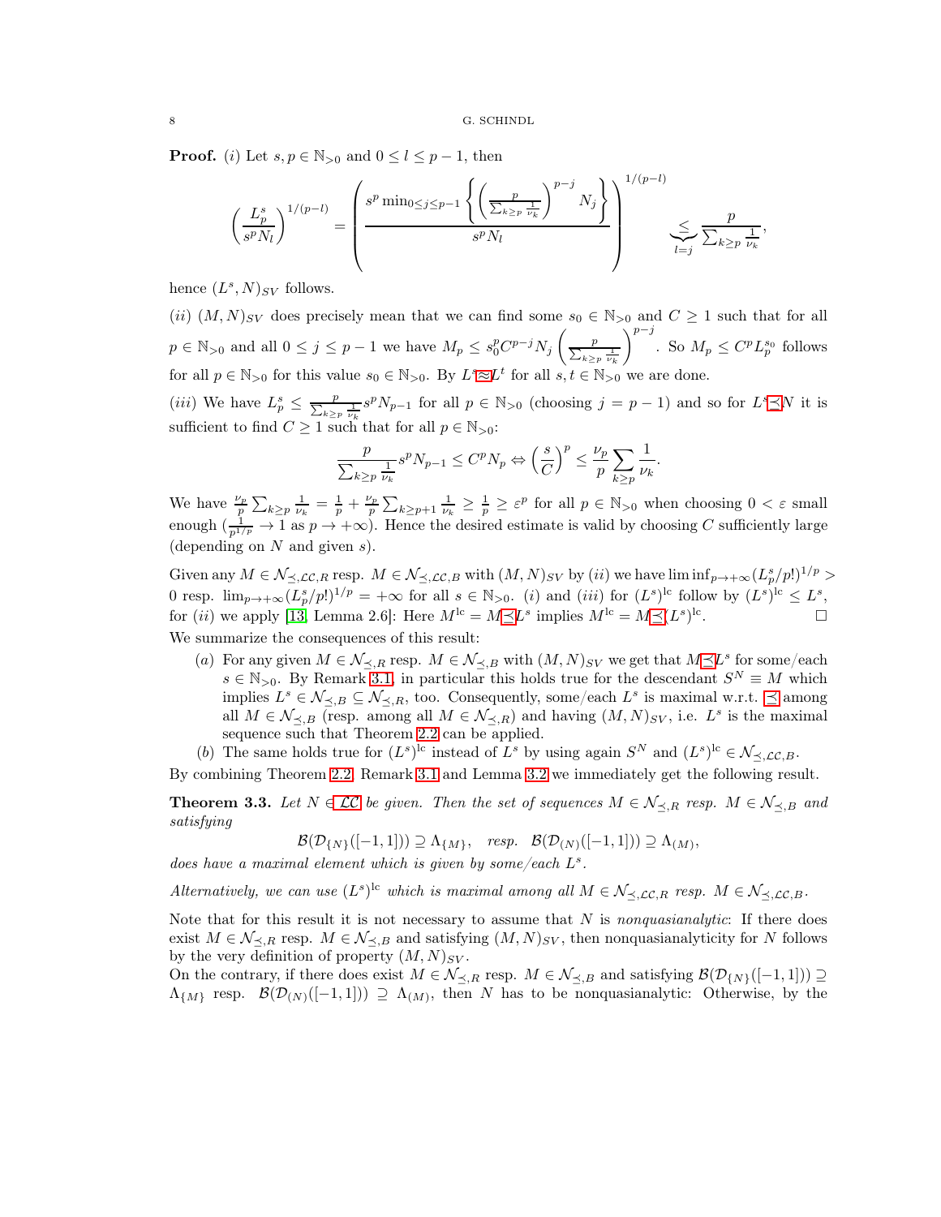**Proof.** $(i)$ Let $s,p\in\mathbb{N}_{>0}$ and $0\le l\le p-1$, then

$$\left(\frac{L^s_p}{s^pN_l}\right)^{1/(p-l)}=\left(\frac{s^p\min_{0\le j\le p-1}\left\{\left(\frac{p}{\sum_{k\ge p}\frac{1}{\nu_k}}\right)^{p-j}N_j\right\}}{s^pN_l}\right)^{1/(p-l)}\underbrace{\le}_{l=j}\frac{p}{\sum_{k\ge p}\frac{1}{\nu_k}},$$

hence $(L^s,N)_{SV}$ follows.

$(ii)$ $(M,N)_{SV}$ does precisely mean that we can find some $s_0\in\mathbb{N}_{>0}$ and $C\ge 1$ such that for all $p\in\mathbb{N}_{>0}$ and all $0\le j\le p-1$ we have $M_p\le s_0^pC^{p-j}N_j\left(\frac{p}{\sum_{k\ge p}\frac{1}{\nu_k}}\right)^{p-j}$. So $M_p\le C^pL^{s_0}_p$ follows for all $p\in\mathbb{N}_{>0}$ for this value $s_0\in\mathbb{N}_{>0}$. By $L^s\approx L^t$ for all $s,t\in\mathbb{N}_{>0}$ we are done.

$(iii)$ We have $L^s_p\le\frac{p}{\sum_{k\ge p}\frac{1}{\nu_k}}s^pN_{p-1}$ for all $p\in\mathbb{N}_{>0}$ (choosing $j=p-1$) and so for $L^s\preceq N$ it is sufficient to find $C\ge 1$ such that for all $p\in\mathbb{N}_{>0}$:

$$\frac{p}{\sum_{k\ge p}\frac{1}{\nu_k}}s^pN_{p-1}\le C^pN_p\Leftrightarrow\left(\frac{s}{C}\right)^p\le\frac{\nu_p}{p}\sum_{k\ge p}\frac{1}{\nu_k}.$$

We have $\frac{\nu_p}{p}\sum_{k\ge p}\frac{1}{\nu_k}=\frac{1}{p}+\frac{\nu_p}{p}\sum_{k\ge p+1}\frac{1}{\nu_k}\ge\frac{1}{p}\ge\varepsilon^p$ for all $p\in\mathbb{N}_{>0}$ when choosing $0<\varepsilon$ small enough ($\frac{1}{p^{1/p}}\to 1$ as $p\to+\infty$). Hence the desired estimate is valid by choosing $C$ sufficiently large (depending on $N$ and given $s$).

Given any $M\in\mathcal{N}_{\preceq,\mathcal{LC},R}$ resp. $M\in\mathcal{N}_{\preceq,\mathcal{LC},B}$ with $(M,N)_{SV}$ by $(ii)$ we have $\liminf_{p\to+\infty}(L^s_p/p!)^{1/p}>0$ resp. $\lim_{p\to+\infty}(L^s_p/p!)^{1/p}=+\infty$ for all $s\in\mathbb{N}_{>0}$. $(i)$ and $(iii)$ for $(L^s)^{\text{lc}}$ follow by $(L^s)^{\text{lc}}\le L^s$, for $(ii)$ we apply [13, Lemma 2.6]: Here $M^{\text{lc}}=M\preceq L^s$ implies $M^{\text{lc}}=M\preceq(L^s)^{\text{lc}}$. $\Box$

We summarize the consequences of this result:

$(a)$ For any given $M\in\mathcal{N}_{\preceq,R}$ resp. $M\in\mathcal{N}_{\preceq,B}$ with $(M,N)_{SV}$ we get that $M\preceq L^s$ for some/each $s\in\mathbb{N}_{>0}$. By Remark 3.1, in particular this holds true for the descendant $S^N\equiv M$ which implies $L^s\in\mathcal{N}_{\preceq,B}\subseteq\mathcal{N}_{\preceq,R}$, too. Consequently, some/each $L^s$ is maximal w.r.t. $\preceq$ among all $M\in\mathcal{N}_{\preceq,B}$ (resp. among all $M\in\mathcal{N}_{\preceq,R}$) and having $(M,N)_{SV}$, i.e. $L^s$ is the maximal sequence such that Theorem 2.2 can be applied.

$(b)$ The same holds true for $(L^s)^{\text{lc}}$ instead of $L^s$ by using again $S^N$ and $(L^s)^{\text{lc}}\in\mathcal{N}_{\preceq,\mathcal{LC},B}$.

By combining Theorem 2.2, Remark 3.1 and Lemma 3.2 we immediately get the following result.

**Theorem 3.3.** *Let $N\in\mathcal{LC}$ be given. Then the set of sequences $M\in\mathcal{N}_{\preceq,R}$ resp. $M\in\mathcal{N}_{\preceq,B}$ and satisfying*

$$\mathcal{B}(\mathcal{D}_{\{N\}}([-1,1]))\supseteq\Lambda_{\{M\}},\quad\textit{resp.}\quad\mathcal{B}(\mathcal{D}_{(N)}([-1,1]))\supseteq\Lambda_{(M)},$$

*does have a maximal element which is given by some/each $L^s$.*

*Alternatively, we can use $(L^s)^{\text{lc}}$ which is maximal among all $M\in\mathcal{N}_{\preceq,\mathcal{LC},R}$ resp. $M\in\mathcal{N}_{\preceq,\mathcal{LC},B}$.*

Note that for this result it is not necessary to assume that $N$ is *nonquasianalytic*: If there does exist $M\in\mathcal{N}_{\preceq,R}$ resp. $M\in\mathcal{N}_{\preceq,B}$ and satisfying $(M,N)_{SV}$, then nonquasianalyticity for $N$ follows by the very definition of property $(M,N)_{SV}$.

On the contrary, if there does exist $M\in\mathcal{N}_{\preceq,R}$ resp. $M\in\mathcal{N}_{\preceq,B}$ and satisfying $\mathcal{B}(\mathcal{D}_{\{N\}}([-1,1]))\supseteq\Lambda_{\{M\}}$ resp. $\mathcal{B}(\mathcal{D}_{(N)}([-1,1]))\supseteq\Lambda_{(M)}$, then $N$ has to be nonquasianalytic: Otherwise, by the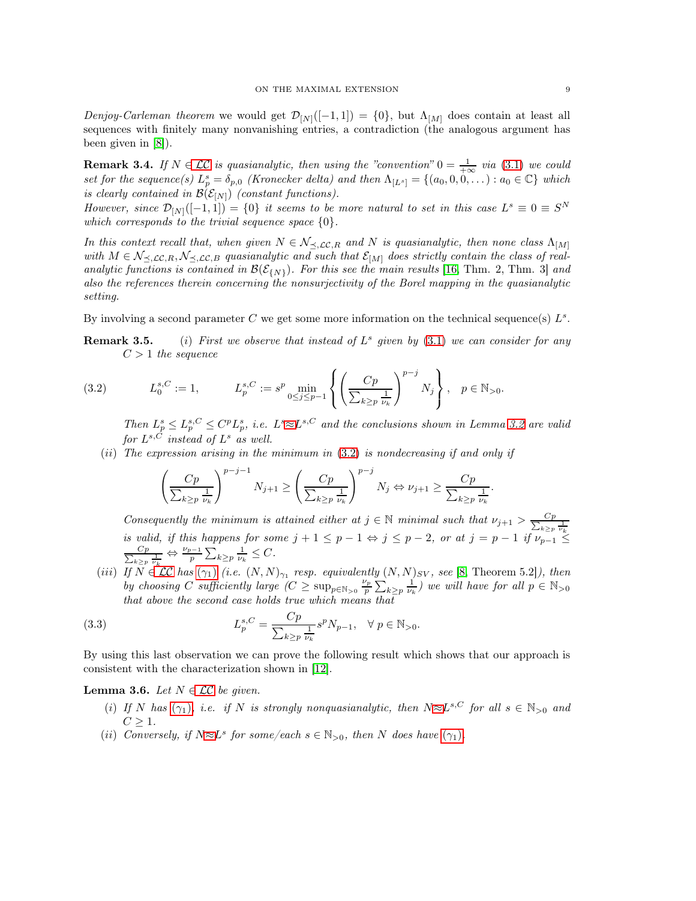*Denjoy-Carleman theorem* we would get $\mathcal{D}_{[N]}([-1,1]) = \{0\}$, but $\Lambda_{[M]}$ does contain at least all sequences with finitely many nonvanishing entries, a contradiction (the analogous argument has been given in [8]).

**Remark 3.4.** *If $N \in \mathcal{LC}$ is quasianalytic, then using the "convention" $0 = \frac{1}{+\infty}$ via (3.1) we could set for the sequence(s) $L^s_p = \delta_{p,0}$ (Kronecker delta) and then $\Lambda_{[L^s]} = \{(a_0, 0, 0, \dots) : a_0 \in \mathbb{C}\}$ which is clearly contained in $\mathcal{B}(\mathcal{E}_{[N]})$ (constant functions).*

*However, since $\mathcal{D}_{[N]}([-1,1]) = \{0\}$ it seems to be more natural to set in this case $L^s \equiv 0 \equiv S^N$ which corresponds to the trivial sequence space $\{0\}$.*

*In this context recall that, when given $N \in \mathcal{N}_{\preceq,\mathcal{LC},R}$ and $N$ is quasianalytic, then none class $\Lambda_{[M]}$ with $M \in \mathcal{N}_{\preceq,\mathcal{LC},R}, \mathcal{N}_{\preceq,\mathcal{LC},B}$ quasianalytic and such that $\mathcal{E}_{[M]}$ does strictly contain the class of real-analytic functions is contained in $\mathcal{B}(\mathcal{E}_{\{N\}})$. For this see the main results* [16, Thm. 2, Thm. 3] *and also the references therein concerning the nonsurjectivity of the Borel mapping in the quasianalytic setting.*

By involving a second parameter $C$ we get some more information on the technical sequence(s) $L^s$.

**Remark 3.5.** (*i*) *First we observe that instead of $L^s$ given by (3.1) we can consider for any $C > 1$ the sequence*

$$L^{s,C}_0 := 1, \qquad L^{s,C}_p := s^p \min_{0 \le j \le p-1} \left\{ \left( \frac{Cp}{\sum_{k \ge p} \frac{1}{\nu_k}} \right)^{p-j} N_j \right\}, \quad p \in \mathbb{N}_{>0}. \tag{3.2}$$

*Then $L^s_p \le L^{s,C}_p \le C^p L^s_p$, i.e. $L^s \approx L^{s,C}$ and the conclusions shown in Lemma 3.2 are valid for $L^{s,C}$ instead of $L^s$ as well.*

(*ii*) *The expression arising in the minimum in (3.2) is nondecreasing if and only if*

$$\left( \frac{Cp}{\sum_{k \ge p} \frac{1}{\nu_k}} \right)^{p-j-1} N_{j+1} \ge \left( \frac{Cp}{\sum_{k \ge p} \frac{1}{\nu_k}} \right)^{p-j} N_j \Leftrightarrow \nu_{j+1} \ge \frac{Cp}{\sum_{k \ge p} \frac{1}{\nu_k}}.$$

*Consequently the minimum is attained either at $j \in \mathbb{N}$ minimal such that $\nu_{j+1} > \frac{Cp}{\sum_{k \ge p} \frac{1}{\nu_k}}$ is valid, if this happens for some $j+1 \le p-1 \Leftrightarrow j \le p-2$, or at $j = p-1$ if $\nu_{p-1} \le \frac{Cp}{\sum_{k \ge p} \frac{1}{\nu_k}} \Leftrightarrow \frac{\nu_{p-1}}{p} \sum_{k \ge p} \frac{1}{\nu_k} \le C$.*

(*iii*) *If $N \in \mathcal{LC}$ has $(\gamma_1)$ (i.e. $(N,N)_{\gamma_1}$ resp. equivalently $(N,N)_{SV}$, see* [8, Theorem 5.2]*), then by choosing $C$ sufficiently large ($C \ge \sup_{p \in \mathbb{N}_{>0}} \frac{\nu_p}{p} \sum_{k \ge p} \frac{1}{\nu_k}$) we will have for all $p \in \mathbb{N}_{>0}$ that above the second case holds true which means that*

$$L^{s,C}_p = \frac{Cp}{\sum_{k \ge p} \frac{1}{\nu_k}} s^p N_{p-1}, \quad \forall\, p \in \mathbb{N}_{>0}. \tag{3.3}$$

By using this last observation we can prove the following result which shows that our approach is consistent with the characterization shown in [12].

**Lemma 3.6.** *Let $N \in \mathcal{LC}$ be given.*

(*i*) *If $N$ has $(\gamma_1)$, i.e. if $N$ is strongly nonquasianalytic, then $N \approx L^{s,C}$ for all $s \in \mathbb{N}_{>0}$ and $C \ge 1$.*

(*ii*) *Conversely, if $N \approx L^s$ for some/each $s \in \mathbb{N}_{>0}$, then $N$ does have $(\gamma_1)$.*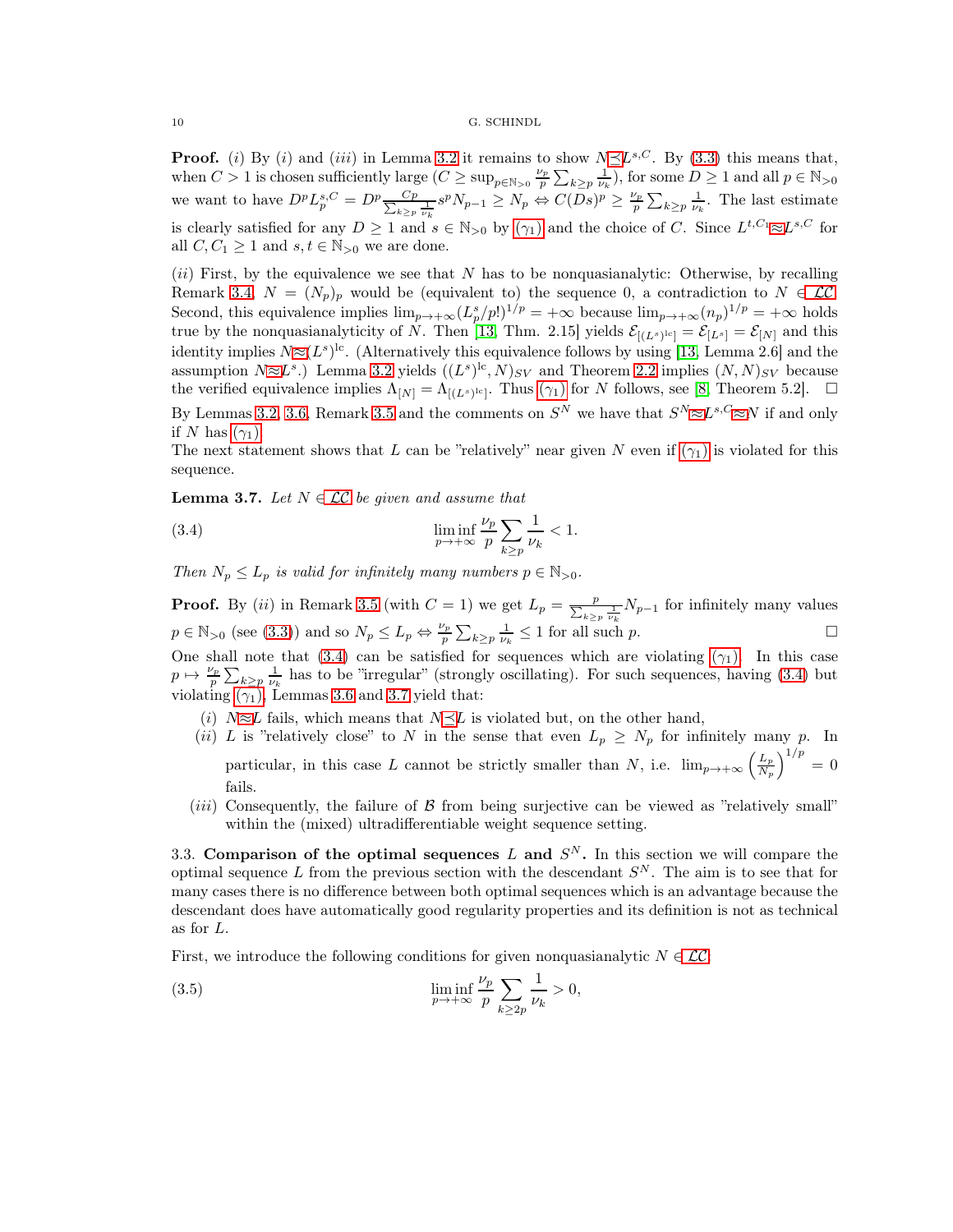**Proof.** $(i)$ By $(i)$ and $(iii)$ in Lemma 3.2 it remains to show $N \preceq L^{s,C}$. By (3.3) this means that, when $C > 1$ is chosen sufficiently large ($C \geq \sup_{p \in \mathbb{N}_{>0}} \frac{\nu_p}{p} \sum_{k \geq p} \frac{1}{\nu_k}$), for some $D \geq 1$ and all $p \in \mathbb{N}_{>0}$ we want to have $D^p L_p^{s,C} = D^p \frac{Cp}{\sum_{k \geq p} \frac{1}{\nu_k}} s^p N_{p-1} \geq N_p \Leftrightarrow C(Ds)^p \geq \frac{\nu_p}{p} \sum_{k \geq p} \frac{1}{\nu_k}$. The last estimate is clearly satisfied for any $D \geq 1$ and $s \in \mathbb{N}_{>0}$ by $(\gamma_1)$ and the choice of $C$. Since $L^{t,C_1} \approx L^{s,C}$ for all $C, C_1 \geq 1$ and $s, t \in \mathbb{N}_{>0}$ we are done.

$(ii)$ First, by the equivalence we see that $N$ has to be nonquasianalytic: Otherwise, by recalling Remark 3.4, $N = (N_p)_p$ would be (equivalent to) the sequence 0, a contradiction to $N \in \mathcal{LC}$. Second, this equivalence implies $\lim_{p \to +\infty} (L_p^s / p!)^{1/p} = +\infty$ because $\lim_{p \to +\infty} (n_p)^{1/p} = +\infty$ holds true by the nonquasianalyticity of $N$. Then [13, Thm. 2.15] yields $\mathcal{E}_{[(L^s)^{\mathrm{lc}}]} = \mathcal{E}_{[L^s]} = \mathcal{E}_{[N]}$ and this identity implies $N \approx (L^s)^{\mathrm{lc}}$. (Alternatively this equivalence follows by using [13, Lemma 2.6] and the assumption $N \approx L^s$.) Lemma 3.2 yields $((L^s)^{\mathrm{lc}}, N)_{SV}$ and Theorem 2.2 implies $(N, N)_{SV}$ because the verified equivalence implies $\Lambda_{[N]} = \Lambda_{[(L^s)^{\mathrm{lc}}]}$. Thus $(\gamma_1)$ for $N$ follows, see [8, Theorem 5.2]. $\square$

By Lemmas 3.2, 3.6, Remark 3.5 and the comments on $S^N$ we have that $S^N \approx L^{s,C} \approx N$ if and only if $N$ has $(\gamma_1)$.

The next statement shows that $L$ can be "relatively" near given $N$ even if $(\gamma_1)$ is violated for this sequence.

**Lemma 3.7.** *Let $N \in \mathcal{LC}$ be given and assume that*

$$\liminf_{p \to +\infty} \frac{\nu_p}{p} \sum_{k \geq p} \frac{1}{\nu_k} < 1. \tag{3.4}$$

*Then $N_p \leq L_p$ is valid for infinitely many numbers $p \in \mathbb{N}_{>0}$.*

**Proof.** By $(ii)$ in Remark 3.5 (with $C = 1$) we get $L_p = \frac{p}{\sum_{k \geq p} \frac{1}{\nu_k}} N_{p-1}$ for infinitely many values $p \in \mathbb{N}_{>0}$ (see (3.3)) and so $N_p \leq L_p \Leftrightarrow \frac{\nu_p}{p} \sum_{k \geq p} \frac{1}{\nu_k} \leq 1$ for all such $p$. $\square$

One shall note that (3.4) can be satisfied for sequences which are violating $(\gamma_1)$. In this case $p \mapsto \frac{\nu_p}{p} \sum_{k \geq p} \frac{1}{\nu_k}$ has to be "irregular" (strongly oscillating). For such sequences, having (3.4) but violating $(\gamma_1)$, Lemmas 3.6 and 3.7 yield that:

- $(i)$ $N \approx L$ fails, which means that $N \preceq L$ is violated but, on the other hand,
- $(ii)$ $L$ is "relatively close" to $N$ in the sense that even $L_p \geq N_p$ for infinitely many $p$. In particular, in this case $L$ cannot be strictly smaller than $N$, i.e. $\lim_{p \to +\infty} \left(\frac{L_p}{N_p}\right)^{1/p} = 0$ fails.
- $(iii)$ Consequently, the failure of $\mathcal{B}$ from being surjective can be viewed as "relatively small" within the (mixed) ultradifferentiable weight sequence setting.

### 3.3. Comparison of the optimal sequences $L$ and $S^N$.

In this section we will compare the optimal sequence $L$ from the previous section with the descendant $S^N$. The aim is to see that for many cases there is no difference between both optimal sequences which is an advantage because the descendant does have automatically good regularity properties and its definition is not as technical as for $L$.

First, we introduce the following conditions for given nonquasianalytic $N \in \mathcal{LC}$:

$$\liminf_{p \to +\infty} \frac{\nu_p}{p} \sum_{k \geq 2p} \frac{1}{\nu_k} > 0, \tag{3.5}$$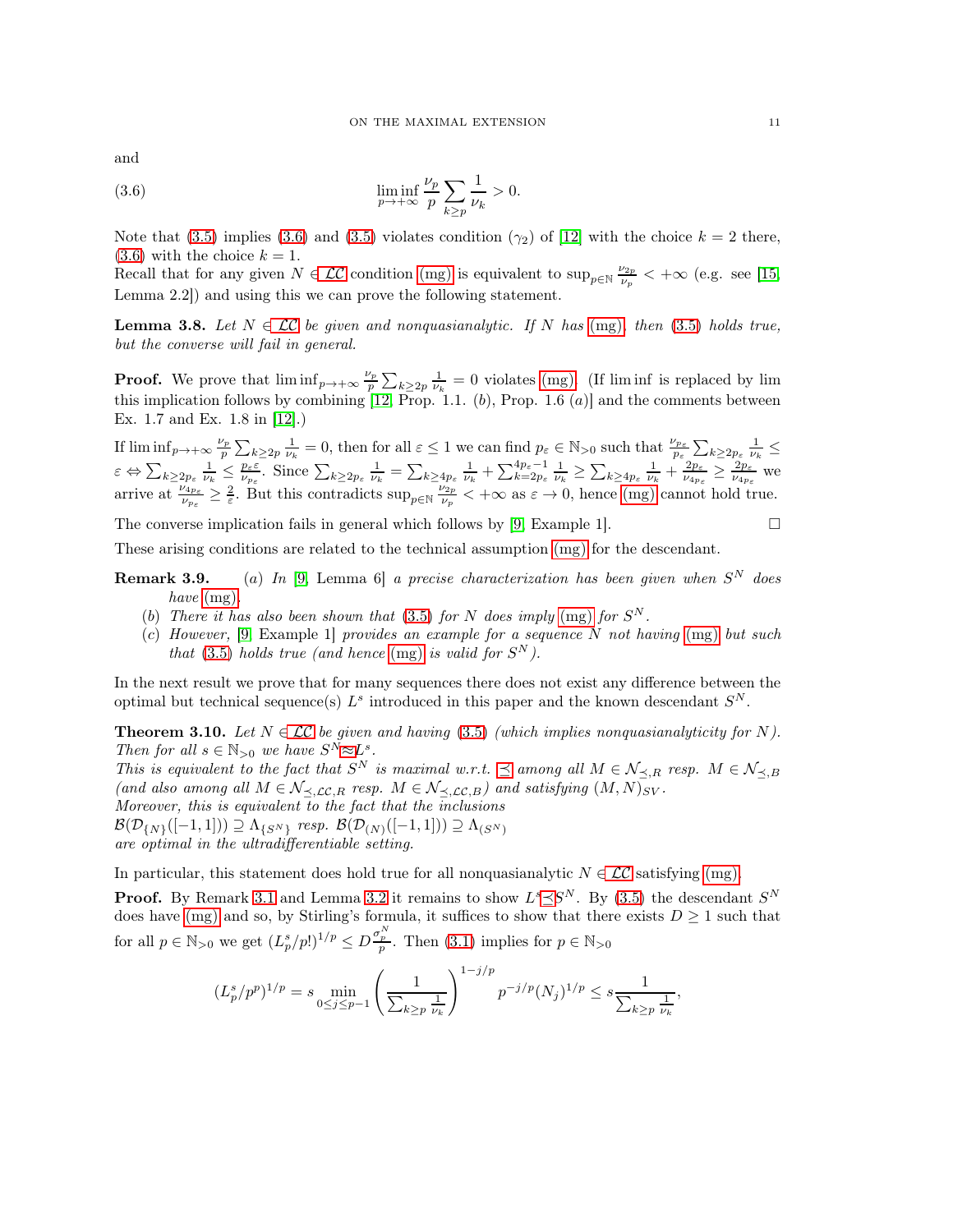and

$$\liminf_{p\to+\infty}\frac{\nu_p}{p}\sum_{k\ge p}\frac{1}{\nu_k}>0. \tag{3.6}$$

Note that (3.5) implies (3.6) and (3.5) violates condition $(\gamma_2)$ of [12] with the choice $k=2$ there, (3.6) with the choice $k=1$.

Recall that for any given $N\in\mathcal{LC}$ condition (mg) is equivalent to $\sup_{p\in\mathbb{N}}\frac{\nu_{2p}}{\nu_p}<+\infty$ (e.g. see [15, Lemma 2.2]) and using this we can prove the following statement.

**Lemma 3.8.** *Let $N\in\mathcal{LC}$ be given and nonquasianalytic. If $N$ has (mg), then (3.5) holds true, but the converse will fail in general.*

**Proof.** We prove that $\liminf_{p\to+\infty}\frac{\nu_p}{p}\sum_{k\ge 2p}\frac{1}{\nu_k}=0$ violates (mg). (If $\liminf$ is replaced by $\lim$ this implication follows by combining [12, Prop. 1.1. $(b)$, Prop. 1.6 $(a)$] and the comments between Ex. 1.7 and Ex. 1.8 in [12].)

If $\liminf_{p\to+\infty}\frac{\nu_p}{p}\sum_{k\ge 2p}\frac{1}{\nu_k}=0$, then for all $\varepsilon\le 1$ we can find $p_\varepsilon\in\mathbb{N}_{>0}$ such that $\frac{\nu_{p_\varepsilon}}{p_\varepsilon}\sum_{k\ge 2p_\varepsilon}\frac{1}{\nu_k}\le\varepsilon\Leftrightarrow\sum_{k\ge 2p_\varepsilon}\frac{1}{\nu_k}\le\frac{p_\varepsilon\varepsilon}{\nu_{p_\varepsilon}}$. Since $\sum_{k\ge 2p_\varepsilon}\frac{1}{\nu_k}=\sum_{k\ge 4p_\varepsilon}\frac{1}{\nu_k}+\sum_{k=2p_\varepsilon}^{4p_\varepsilon-1}\frac{1}{\nu_k}\ge\sum_{k\ge 4p_\varepsilon}\frac{1}{\nu_k}+\frac{2p_\varepsilon}{\nu_{4p_\varepsilon}}\ge\frac{2p_\varepsilon}{\nu_{4p_\varepsilon}}$ we arrive at $\frac{\nu_{4p_\varepsilon}}{\nu_{p_\varepsilon}}\ge\frac{2}{\varepsilon}$. But this contradicts $\sup_{p\in\mathbb{N}}\frac{\nu_{2p}}{\nu_p}<+\infty$ as $\varepsilon\to 0$, hence (mg) cannot hold true.

The converse implication fails in general which follows by [9, Example 1]. $\square$

These arising conditions are related to the technical assumption (mg) for the descendant.

**Remark 3.9.** 
*(a) In [9, Lemma 6] a precise characterization has been given when $S^N$ does have (mg).*
*(b) There it has also been shown that (3.5) for $N$ does imply (mg) for $S^N$.*
*(c) However, [9, Example 1] provides an example for a sequence $N$ not having (mg) but such that (3.5) holds true (and hence (mg) is valid for $S^N$).*

In the next result we prove that for many sequences there does not exist any difference between the optimal but technical sequence(s) $L^s$ introduced in this paper and the known descendant $S^N$.

**Theorem 3.10.** *Let $N\in\mathcal{LC}$ be given and having (3.5) (which implies nonquasianalyticity for $N$). Then for all $s\in\mathbb{N}_{>0}$ we have $S^N\approx L^s$.*
*This is equivalent to the fact that $S^N$ is maximal w.r.t. $\preceq$ among all $M\in\mathcal{N}_{\preceq,R}$ resp. $M\in\mathcal{N}_{\preceq,B}$ (and also among all $M\in\mathcal{N}_{\preceq,\mathcal{LC},R}$ resp. $M\in\mathcal{N}_{\preceq,\mathcal{LC},B}$) and satisfying $(M,N)_{SV}$.*
*Moreover, this is equivalent to the fact that the inclusions*
*$\mathcal{B}(\mathcal{D}_{\{N\}}([-1,1]))\supseteq\Lambda_{\{S^N\}}$ resp. $\mathcal{B}(\mathcal{D}_{(N)}([-1,1]))\supseteq\Lambda_{(S^N)}$*
*are optimal in the ultradifferentiable setting.*

In particular, this statement does hold true for all nonquasianalytic $N\in\mathcal{LC}$ satisfying (mg).

**Proof.** By Remark 3.1 and Lemma 3.2 it remains to show $L^s\preceq S^N$. By (3.5) the descendant $S^N$ does have (mg) and so, by Stirling's formula, it suffices to show that there exists $D\ge 1$ such that for all $p\in\mathbb{N}_{>0}$ we get $(L^s_p/p!)^{1/p}\le D\frac{\sigma^N_p}{p}$. Then (3.1) implies for $p\in\mathbb{N}_{>0}$

$$(L^s_p/p^p)^{1/p}=s\min_{0\le j\le p-1}\left(\frac{1}{\sum_{k\ge p}\frac{1}{\nu_k}}\right)^{1-j/p}p^{-j/p}(N_j)^{1/p}\le s\frac{1}{\sum_{k\ge p}\frac{1}{\nu_k}},$$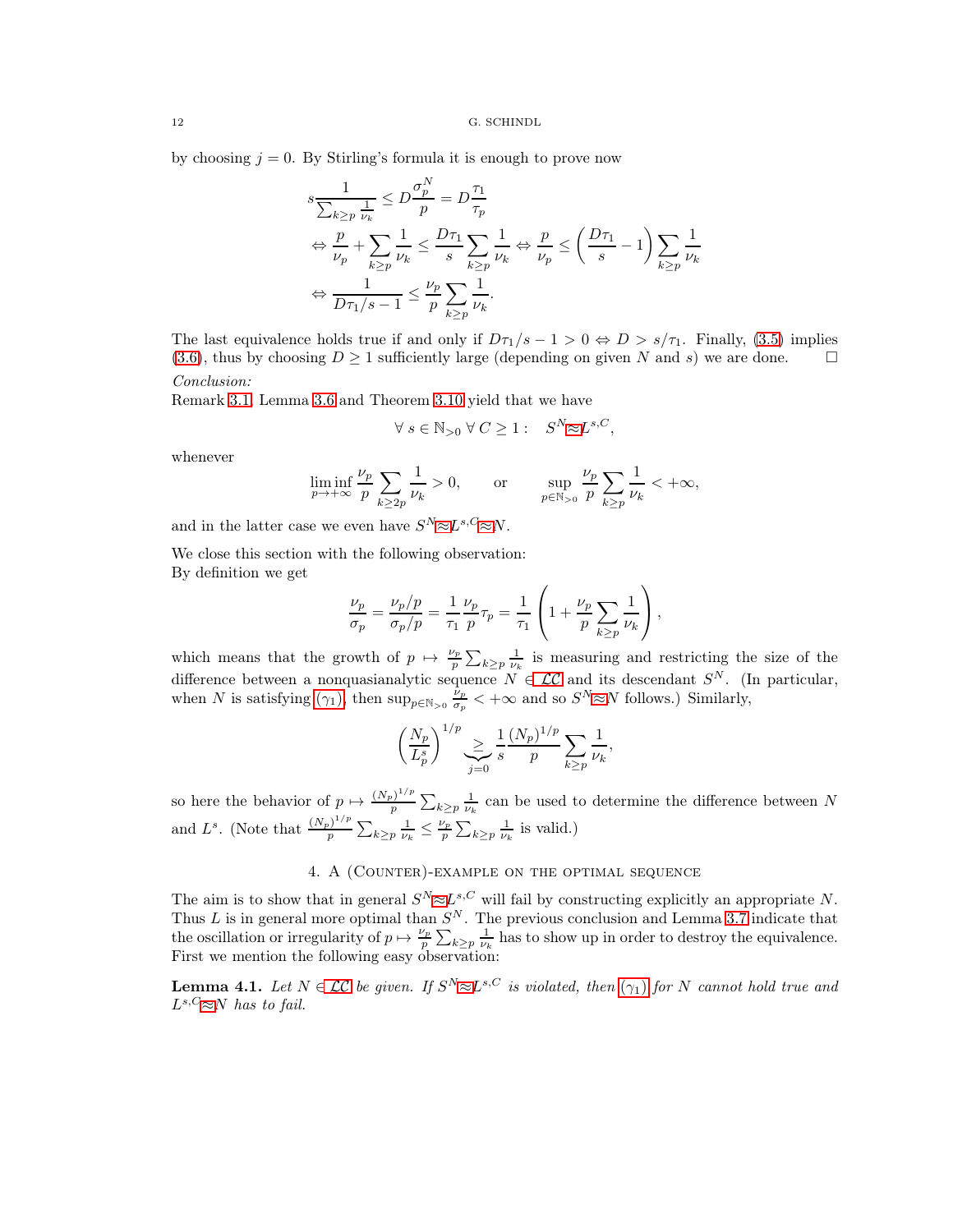by choosing $j=0$. By Stirling's formula it is enough to prove now

$$
\begin{aligned}
& s\frac{1}{\sum_{k\ge p}\frac{1}{\nu_k}} \le D\frac{\sigma_p^N}{p} = D\frac{\tau_1}{\tau_p} \\
& \Leftrightarrow \frac{p}{\nu_p} + \sum_{k\ge p}\frac{1}{\nu_k} \le \frac{D\tau_1}{s}\sum_{k\ge p}\frac{1}{\nu_k} \Leftrightarrow \frac{p}{\nu_p} \le \left(\frac{D\tau_1}{s}-1\right)\sum_{k\ge p}\frac{1}{\nu_k} \\
& \Leftrightarrow \frac{1}{D\tau_1/s-1} \le \frac{\nu_p}{p}\sum_{k\ge p}\frac{1}{\nu_k}.
\end{aligned}
$$

The last equivalence holds true if and only if $D\tau_1/s - 1 > 0 \Leftrightarrow D > s/\tau_1$. Finally, (3.5) implies (3.6), thus by choosing $D\ge 1$ sufficiently large (depending on given $N$ and $s$) we are done. □

*Conclusion:*
Remark 3.1, Lemma 3.6 and Theorem 3.10 yield that we have

$$
\forall\, s\in\mathbb{N}_{>0}\ \forall\, C\ge 1:\quad S^N \approx L^{s,C},
$$

whenever

$$
\liminf_{p\to+\infty}\frac{\nu_p}{p}\sum_{k\ge 2p}\frac{1}{\nu_k} > 0, \qquad \text{or} \qquad \sup_{p\in\mathbb{N}_{>0}}\frac{\nu_p}{p}\sum_{k\ge p}\frac{1}{\nu_k} < +\infty,
$$

and in the latter case we even have $S^N \approx L^{s,C} \approx N$.

We close this section with the following observation:
By definition we get

$$
\frac{\nu_p}{\sigma_p} = \frac{\nu_p/p}{\sigma_p/p} = \frac{1}{\tau_1}\frac{\nu_p}{p}\tau_p = \frac{1}{\tau_1}\left(1+\frac{\nu_p}{p}\sum_{k\ge p}\frac{1}{\nu_k}\right),
$$

which means that the growth of $p\mapsto \frac{\nu_p}{p}\sum_{k\ge p}\frac{1}{\nu_k}$ is measuring and restricting the size of the difference between a nonquasianalytic sequence $N\in\mathcal{LC}$ and its descendant $S^N$. (In particular, when $N$ is satisfying $(\gamma_1)$, then $\sup_{p\in\mathbb{N}_{>0}}\frac{\nu_p}{\sigma_p} < +\infty$ and so $S^N \approx N$ follows.) Similarly,

$$
\left(\frac{N_p}{L_p^s}\right)^{1/p} \underbrace{\ge}_{j=0} \frac{1}{s}\frac{(N_p)^{1/p}}{p}\sum_{k\ge p}\frac{1}{\nu_k},
$$

so here the behavior of $p\mapsto \frac{(N_p)^{1/p}}{p}\sum_{k\ge p}\frac{1}{\nu_k}$ can be used to determine the difference between $N$ and $L^s$. (Note that $\frac{(N_p)^{1/p}}{p}\sum_{k\ge p}\frac{1}{\nu_k} \le \frac{\nu_p}{p}\sum_{k\ge p}\frac{1}{\nu_k}$ is valid.)

## 4. A (Counter)-example on the optimal sequence

The aim is to show that in general $S^N \approx L^{s,C}$ will fail by constructing explicitly an appropriate $N$. Thus $L$ is in general more optimal than $S^N$. The previous conclusion and Lemma 3.7 indicate that the oscillation or irregularity of $p\mapsto \frac{\nu_p}{p}\sum_{k\ge p}\frac{1}{\nu_k}$ has to show up in order to destroy the equivalence. First we mention the following easy observation:

**Lemma 4.1.** *Let $N\in\mathcal{LC}$ be given. If $S^N \approx L^{s,C}$ is violated, then $(\gamma_1)$ for $N$ cannot hold true and $L^{s,C} \approx N$ has to fail.*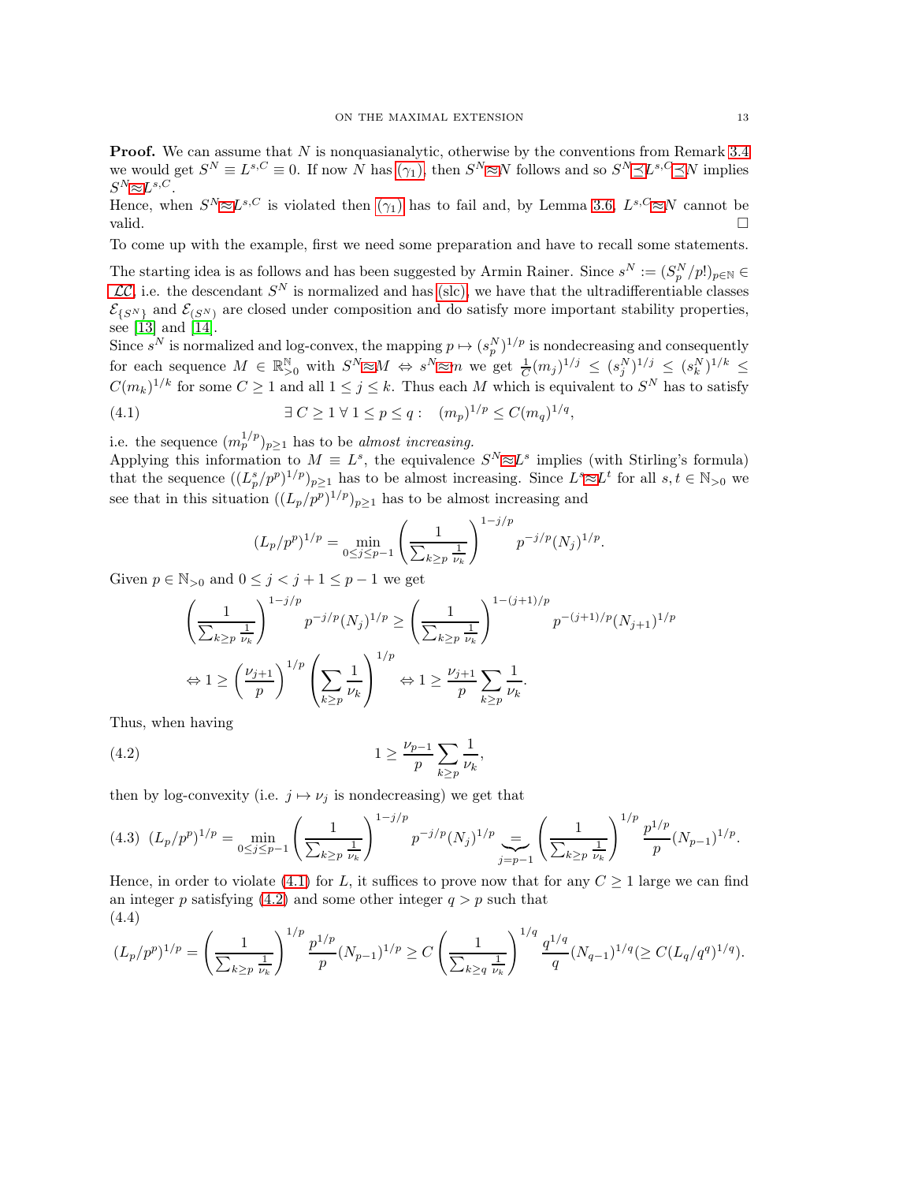**Proof.** We can assume that $N$ is nonquasianalytic, otherwise by the conventions from Remark 3.4 we would get $S^N \equiv L^{s,C} \equiv 0$. If now $N$ has $(\gamma_1)$, then $S^N \approx N$ follows and so $S^N \preceq L^{s,C} \preceq N$ implies $S^N \approx L^{s,C}$.
Hence, when $S^N \approx L^{s,C}$ is violated then $(\gamma_1)$ has to fail and, by Lemma 3.6, $L^{s,C} \approx N$ cannot be valid. $\square$

To come up with the example, first we need some preparation and have to recall some statements.

The starting idea is as follows and has been suggested by Armin Rainer. Since $s^N := (S^N_p/p!)_{p\in\mathbb{N}} \in \mathcal{LC}$, i.e. the descendant $S^N$ is normalized and has (slc), we have that the ultradifferentiable classes $\mathcal{E}_{\{S^N\}}$ and $\mathcal{E}_{(S^N)}$ are closed under composition and do satisfy more important stability properties, see [13] and [14].
Since $s^N$ is normalized and log-convex, the mapping $p \mapsto (s^N_p)^{1/p}$ is nondecreasing and consequently for each sequence $M \in \mathbb{R}^{\mathbb{N}}_{>0}$ with $S^N \approx M \Leftrightarrow s^N \approx m$ we get $\frac{1}{C}(m_j)^{1/j} \le (s^N_j)^{1/j} \le (s^N_k)^{1/k} \le C(m_k)^{1/k}$ for some $C \ge 1$ and all $1 \le j \le k$. Thus each $M$ which is equivalent to $S^N$ has to satisfy

$$\exists\, C \ge 1\ \forall\, 1 \le p \le q: \quad (m_p)^{1/p} \le C(m_q)^{1/q}, \tag{4.1}$$

i.e. the sequence $(m_p^{1/p})_{p\ge 1}$ has to be *almost increasing.*
Applying this information to $M \equiv L^s$, the equivalence $S^N \approx L^s$ implies (with Stirling's formula) that the sequence $((L^s_p/p^p)^{1/p})_{p\ge1}$ has to be almost increasing. Since $L^s \approx L^t$ for all $s,t \in \mathbb{N}_{>0}$ we see that in this situation $((L_p/p^p)^{1/p})_{p\ge1}$ has to be almost increasing and

$$(L_p/p^p)^{1/p} = \min_{0\le j\le p-1} \left(\frac{1}{\sum_{k\ge p}\frac{1}{\nu_k}}\right)^{1-j/p} p^{-j/p}(N_j)^{1/p}.$$

Given $p \in \mathbb{N}_{>0}$ and $0 \le j < j+1 \le p-1$ we get

$$\left(\frac{1}{\sum_{k\ge p}\frac{1}{\nu_k}}\right)^{1-j/p} p^{-j/p}(N_j)^{1/p} \ge \left(\frac{1}{\sum_{k\ge p}\frac{1}{\nu_k}}\right)^{1-(j+1)/p} p^{-(j+1)/p}(N_{j+1})^{1/p}$$

$$\Leftrightarrow 1 \ge \left(\frac{\nu_{j+1}}{p}\right)^{1/p}\left(\sum_{k\ge p}\frac{1}{\nu_k}\right)^{1/p} \Leftrightarrow 1 \ge \frac{\nu_{j+1}}{p}\sum_{k\ge p}\frac{1}{\nu_k}.$$

Thus, when having

$$1 \ge \frac{\nu_{p-1}}{p}\sum_{k\ge p}\frac{1}{\nu_k}, \tag{4.2}$$

then by log-convexity (i.e. $j \mapsto \nu_j$ is nondecreasing) we get that

$$(L_p/p^p)^{1/p} = \min_{0\le j\le p-1}\left(\frac{1}{\sum_{k\ge p}\frac{1}{\nu_k}}\right)^{1-j/p} p^{-j/p}(N_j)^{1/p} \underbrace{=}_{j=p-1} \left(\frac{1}{\sum_{k\ge p}\frac{1}{\nu_k}}\right)^{1/p}\frac{p^{1/p}}{p}(N_{p-1})^{1/p}. \tag{4.3}$$

Hence, in order to violate (4.1) for $L$, it suffices to prove now that for any $C \ge 1$ large we can find an integer $p$ satisfying (4.2) and some other integer $q > p$ such that

$$(L_p/p^p)^{1/p} = \left(\frac{1}{\sum_{k\ge p}\frac{1}{\nu_k}}\right)^{1/p}\frac{p^{1/p}}{p}(N_{p-1})^{1/p} \ge C\left(\frac{1}{\sum_{k\ge q}\frac{1}{\nu_k}}\right)^{1/q}\frac{q^{1/q}}{q}(N_{q-1})^{1/q} (\ge C(L_q/q^q)^{1/q}). \tag{4.4}$$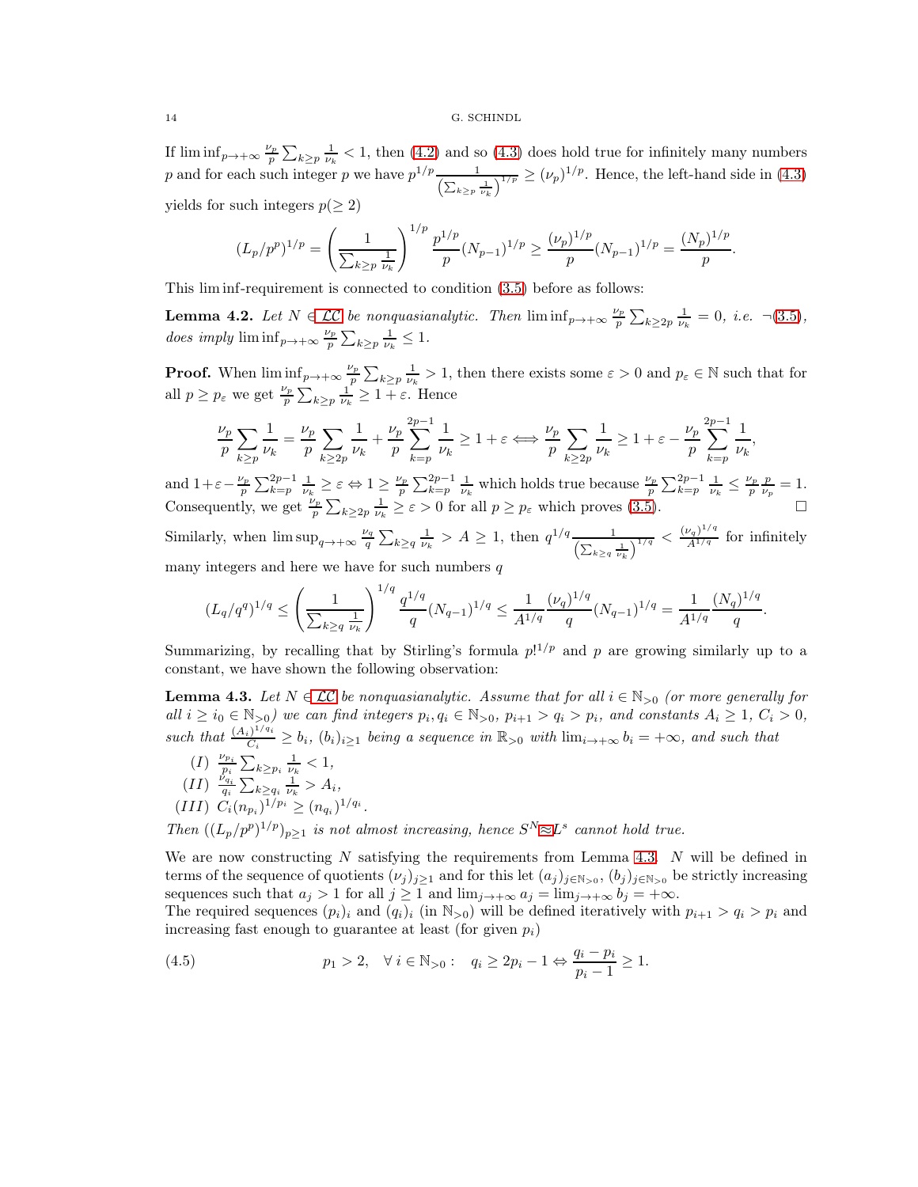If $\liminf_{p\to+\infty} \frac{\nu_p}{p}\sum_{k\ge p}\frac{1}{\nu_k} < 1$, then (4.2) and so (4.3) does hold true for infinitely many numbers $p$ and for each such integer $p$ we have $p^{1/p}\frac{1}{\left(\sum_{k\ge p}\frac{1}{\nu_k}\right)^{1/p}} \ge (\nu_p)^{1/p}$. Hence, the left-hand side in (4.3) yields for such integers $p(\ge 2)$

$$(L_p/p^p)^{1/p} = \left(\frac{1}{\sum_{k\ge p}\frac{1}{\nu_k}}\right)^{1/p}\frac{p^{1/p}}{p}(N_{p-1})^{1/p} \ge \frac{(\nu_p)^{1/p}}{p}(N_{p-1})^{1/p} = \frac{(N_p)^{1/p}}{p}.$$

This lim inf-requirement is connected to condition (3.5) before as follows:

**Lemma 4.2.** *Let $N \in \mathcal{LC}$ be nonquasianalytic. Then $\liminf_{p\to+\infty}\frac{\nu_p}{p}\sum_{k\ge 2p}\frac{1}{\nu_k} = 0$, i.e. $\neg$(3.5), does imply $\liminf_{p\to+\infty}\frac{\nu_p}{p}\sum_{k\ge p}\frac{1}{\nu_k} \le 1$.*

**Proof.** When $\liminf_{p\to+\infty}\frac{\nu_p}{p}\sum_{k\ge p}\frac{1}{\nu_k} > 1$, then there exists some $\varepsilon > 0$ and $p_\varepsilon \in \mathbb{N}$ such that for all $p \ge p_\varepsilon$ we get $\frac{\nu_p}{p}\sum_{k\ge p}\frac{1}{\nu_k} \ge 1+\varepsilon$. Hence

$$\frac{\nu_p}{p}\sum_{k\ge p}\frac{1}{\nu_k} = \frac{\nu_p}{p}\sum_{k\ge 2p}\frac{1}{\nu_k} + \frac{\nu_p}{p}\sum_{k=p}^{2p-1}\frac{1}{\nu_k} \ge 1+\varepsilon \Longleftrightarrow \frac{\nu_p}{p}\sum_{k\ge 2p}\frac{1}{\nu_k} \ge 1+\varepsilon - \frac{\nu_p}{p}\sum_{k=p}^{2p-1}\frac{1}{\nu_k},$$

and $1+\varepsilon-\frac{\nu_p}{p}\sum_{k=p}^{2p-1}\frac{1}{\nu_k} \ge \varepsilon \Leftrightarrow 1 \ge \frac{\nu_p}{p}\sum_{k=p}^{2p-1}\frac{1}{\nu_k}$ which holds true because $\frac{\nu_p}{p}\sum_{k=p}^{2p-1}\frac{1}{\nu_k} \le \frac{\nu_p}{p}\frac{p}{\nu_p} = 1$. Consequently, we get $\frac{\nu_p}{p}\sum_{k\ge 2p}\frac{1}{\nu_k} \ge \varepsilon > 0$ for all $p \ge p_\varepsilon$ which proves (3.5). $\square$

Similarly, when $\limsup_{q\to+\infty}\frac{\nu_q}{q}\sum_{k\ge q}\frac{1}{\nu_k} > A \ge 1$, then $q^{1/q}\frac{1}{\left(\sum_{k\ge q}\frac{1}{\nu_k}\right)^{1/q}} < \frac{(\nu_q)^{1/q}}{A^{1/q}}$ for infinitely many integers and here we have for such numbers $q$

$$(L_q/q^q)^{1/q} \le \left(\frac{1}{\sum_{k\ge q}\frac{1}{\nu_k}}\right)^{1/q}\frac{q^{1/q}}{q}(N_{q-1})^{1/q} \le \frac{1}{A^{1/q}}\frac{(\nu_q)^{1/q}}{q}(N_{q-1})^{1/q} = \frac{1}{A^{1/q}}\frac{(N_q)^{1/q}}{q}.$$

Summarizing, by recalling that by Stirling's formula $p!^{1/p}$ and $p$ are growing similarly up to a constant, we have shown the following observation:

**Lemma 4.3.** *Let $N \in \mathcal{LC}$ be nonquasianalytic. Assume that for all $i \in \mathbb{N}_{>0}$ (or more generally for all $i \ge i_0 \in \mathbb{N}_{>0}$) we can find integers $p_i, q_i \in \mathbb{N}_{>0}$, $p_{i+1} > q_i > p_i$, and constants $A_i \ge 1$, $C_i > 0$, such that $\frac{(A_i)^{1/q_i}}{C_i} \ge b_i$, $(b_i)_{i\ge 1}$ being a sequence in $\mathbb{R}_{>0}$ with $\lim_{i\to+\infty} b_i = +\infty$, and such that*

*(I)* $\frac{\nu_{p_i}}{p_i}\sum_{k\ge p_i}\frac{1}{\nu_k} < 1$,
*(II)* $\frac{\nu_{q_i}}{q_i}\sum_{k\ge q_i}\frac{1}{\nu_k} > A_i$,
*(III)* $C_i(n_{p_i})^{1/p_i} \ge (n_{q_i})^{1/q_i}$.

*Then $((L_p/p^p)^{1/p})_{p\ge 1}$ is not almost increasing, hence $S^N \approx L^s$ cannot hold true.*

We are now constructing $N$ satisfying the requirements from Lemma 4.3. $N$ will be defined in terms of the sequence of quotients $(\nu_j)_{j\ge 1}$ and for this let $(a_j)_{j\in\mathbb{N}_{>0}}$, $(b_j)_{j\in\mathbb{N}_{>0}}$ be strictly increasing sequences such that $a_j > 1$ for all $j \ge 1$ and $\lim_{j\to+\infty} a_j = \lim_{j\to+\infty} b_j = +\infty$.
The required sequences $(p_i)_i$ and $(q_i)_i$ (in $\mathbb{N}_{>0}$) will be defined iteratively with $p_{i+1} > q_i > p_i$ and increasing fast enough to guarantee at least (for given $p_i$)

$$p_1 > 2, \quad \forall\, i \in \mathbb{N}_{>0}: \quad q_i \ge 2p_i - 1 \Leftrightarrow \frac{q_i - p_i}{p_i - 1} \ge 1. \tag{4.5}$$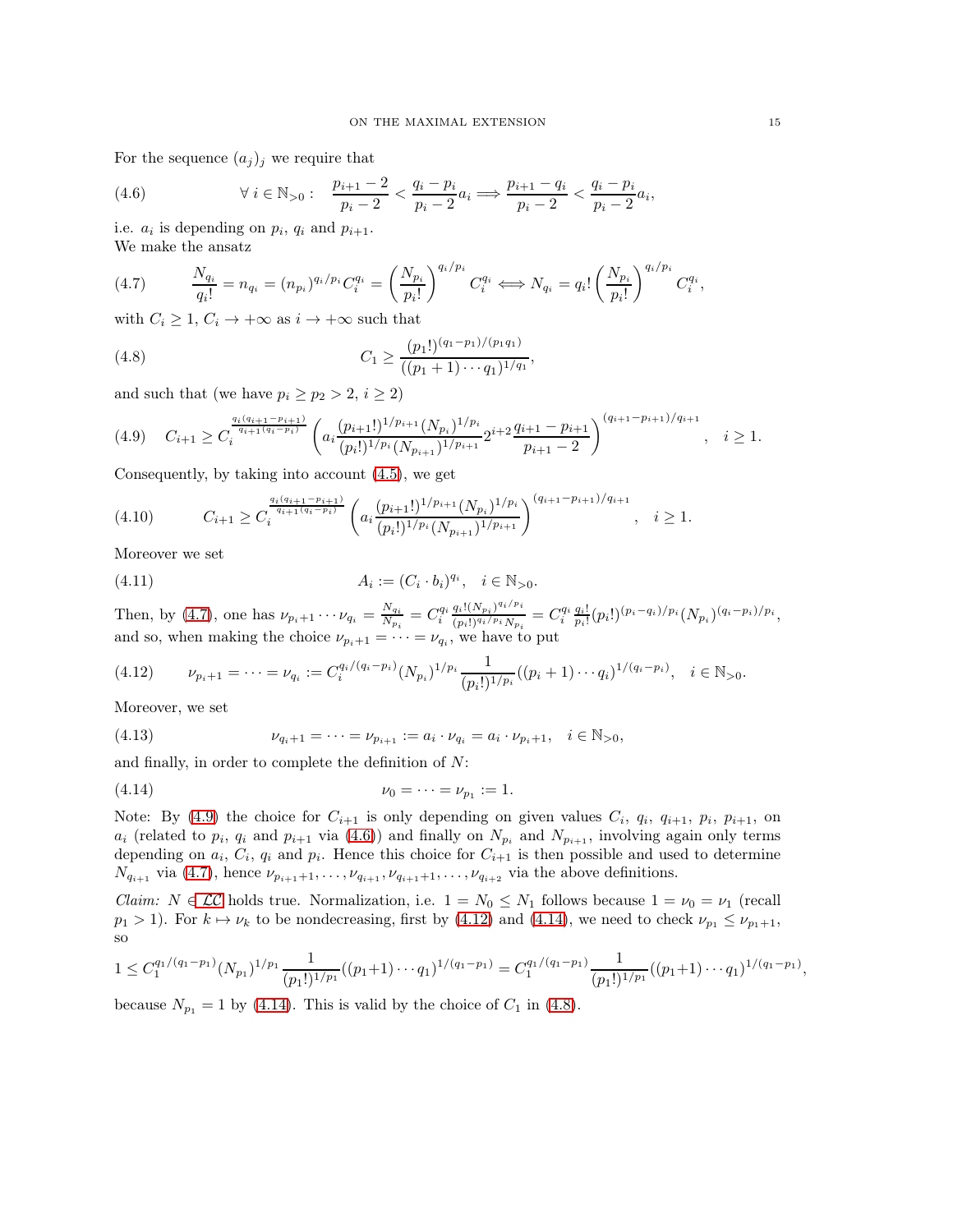For the sequence $(a_j)_j$ we require that

$$\forall\, i \in \mathbb{N}_{>0}: \quad \frac{p_{i+1}-2}{p_i-2} < \frac{q_i-p_i}{p_i-2}a_i \Longrightarrow \frac{p_{i+1}-q_i}{p_i-2} < \frac{q_i-p_i}{p_i-2}a_i, \tag{4.6}$$

i.e. $a_i$ is depending on $p_i$, $q_i$ and $p_{i+1}$.
We make the ansatz

$$\frac{N_{q_i}}{q_i!} = n_{q_i} = (n_{p_i})^{q_i/p_i} C_i^{q_i} = \left(\frac{N_{p_i}}{p_i!}\right)^{q_i/p_i} C_i^{q_i} \Longleftrightarrow N_{q_i} = q_i!\left(\frac{N_{p_i}}{p_i!}\right)^{q_i/p_i} C_i^{q_i}, \tag{4.7}$$

with $C_i \geq 1$, $C_i \to +\infty$ as $i \to +\infty$ such that

$$C_1 \geq \frac{(p_1!)^{(q_1-p_1)/(p_1q_1)}}{((p_1+1)\cdots q_1)^{1/q_1}}, \tag{4.8}$$

and such that (we have $p_i \geq p_2 > 2$, $i \geq 2$)

$$C_{i+1} \geq C_i^{\frac{q_i(q_{i+1}-p_{i+1})}{q_{i+1}(q_i-p_i)}} \left(a_i \frac{(p_{i+1}!)^{1/p_{i+1}}(N_{p_i})^{1/p_i}}{(p_i!)^{1/p_i}(N_{p_{i+1}})^{1/p_{i+1}}} 2^{i+2} \frac{q_{i+1}-p_{i+1}}{p_{i+1}-2}\right)^{(q_{i+1}-p_{i+1})/q_{i+1}}, \quad i \geq 1. \tag{4.9}$$

Consequently, by taking into account (4.5), we get

$$C_{i+1} \geq C_i^{\frac{q_i(q_{i+1}-p_{i+1})}{q_{i+1}(q_i-p_i)}} \left(a_i \frac{(p_{i+1}!)^{1/p_{i+1}}(N_{p_i})^{1/p_i}}{(p_i!)^{1/p_i}(N_{p_{i+1}})^{1/p_{i+1}}}\right)^{(q_{i+1}-p_{i+1})/q_{i+1}}, \quad i \geq 1. \tag{4.10}$$

Moreover we set

$$A_i := (C_i \cdot b_i)^{q_i}, \quad i \in \mathbb{N}_{>0}. \tag{4.11}$$

Then, by (4.7), one has $\nu_{p_i+1}\cdots\nu_{q_i} = \frac{N_{q_i}}{N_{p_i}} = C_i^{q_i}\frac{q_i!(N_{p_i})^{q_i/p_i}}{(p_i!)^{q_i/p_i}N_{p_i}} = C_i^{q_i}\frac{q_i!}{p_i!}(p_i!)^{(p_i-q_i)/p_i}(N_{p_i})^{(q_i-p_i)/p_i}$, and so, when making the choice $\nu_{p_i+1} = \cdots = \nu_{q_i}$, we have to put

$$\nu_{p_i+1} = \cdots = \nu_{q_i} := C_i^{q_i/(q_i-p_i)}(N_{p_i})^{1/p_i}\frac{1}{(p_i!)^{1/p_i}}((p_i+1)\cdots q_i)^{1/(q_i-p_i)}, \quad i \in \mathbb{N}_{>0}. \tag{4.12}$$

Moreover, we set

$$\nu_{q_i+1} = \cdots = \nu_{p_{i+1}} := a_i \cdot \nu_{q_i} = a_i \cdot \nu_{p_i+1}, \quad i \in \mathbb{N}_{>0}, \tag{4.13}$$

and finally, in order to complete the definition of $N$:

$$\nu_0 = \cdots = \nu_{p_1} := 1. \tag{4.14}$$

Note: By (4.9) the choice for $C_{i+1}$ is only depending on given values $C_i$, $q_i$, $q_{i+1}$, $p_i$, $p_{i+1}$, on $a_i$ (related to $p_i$, $q_i$ and $p_{i+1}$ via (4.6)) and finally on $N_{p_i}$ and $N_{p_{i+1}}$, involving again only terms depending on $a_i$, $C_i$, $q_i$ and $p_i$. Hence this choice for $C_{i+1}$ is then possible and used to determine $N_{q_{i+1}}$ via (4.7), hence $\nu_{p_{i+1}+1}, \dots, \nu_{q_{i+1}}, \nu_{q_{i+1}+1}, \dots, \nu_{q_{i+2}}$ via the above definitions.

*Claim:* $N \in \mathcal{LC}$ holds true. Normalization, i.e. $1 = N_0 \leq N_1$ follows because $1 = \nu_0 = \nu_1$ (recall $p_1 > 1$). For $k \mapsto \nu_k$ to be nondecreasing, first by (4.12) and (4.14), we need to check $\nu_{p_1} \leq \nu_{p_1+1}$, so

$$1 \leq C_1^{q_1/(q_1-p_1)}(N_{p_1})^{1/p_1}\frac{1}{(p_1!)^{1/p_1}}((p_1+1)\cdots q_1)^{1/(q_1-p_1)} = C_1^{q_1/(q_1-p_1)}\frac{1}{(p_1!)^{1/p_1}}((p_1+1)\cdots q_1)^{1/(q_1-p_1)},$$

because $N_{p_1} = 1$ by (4.14). This is valid by the choice of $C_1$ in (4.8).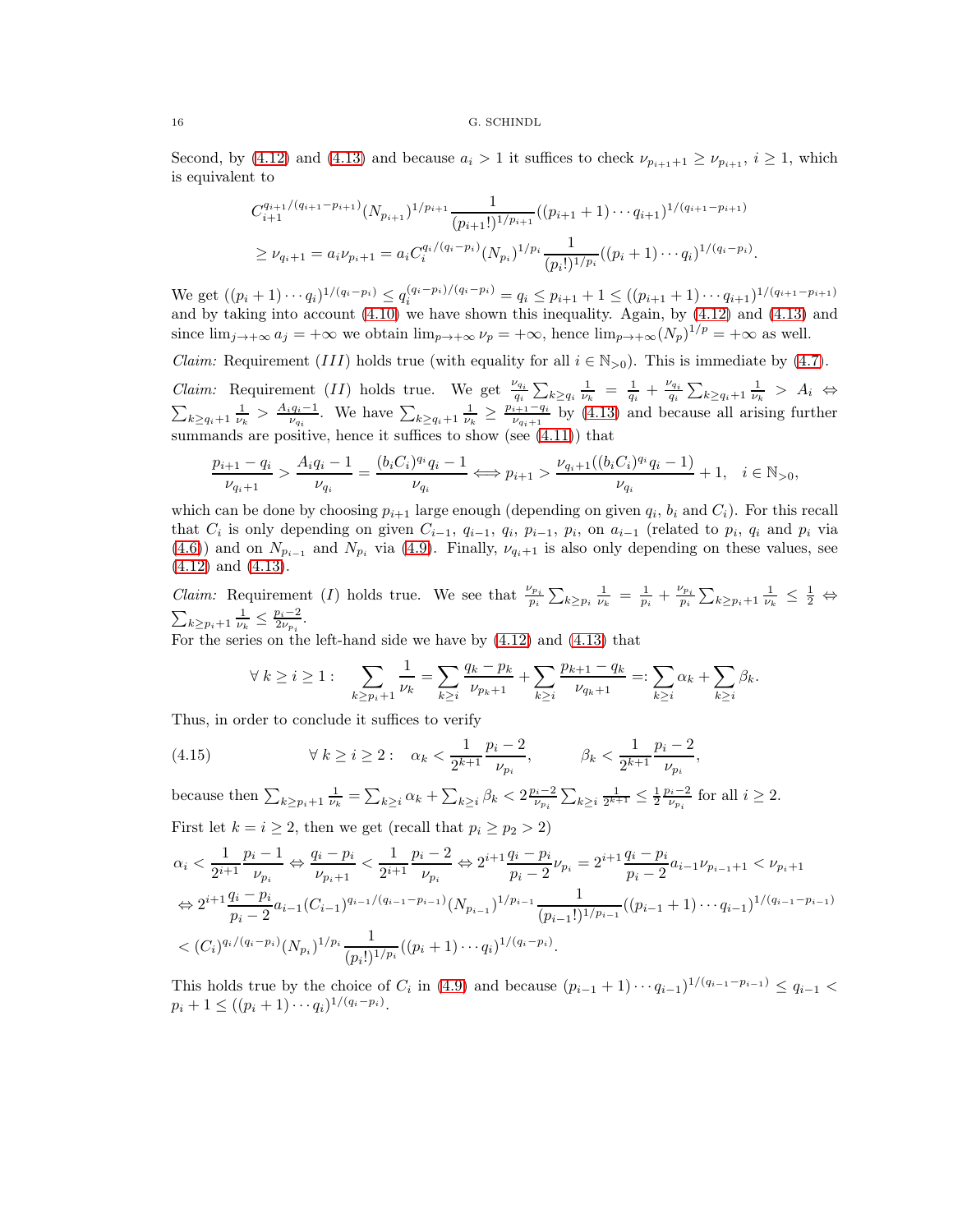Second, by (4.12) and (4.13) and because $a_i > 1$ it suffices to check $\nu_{p_{i+1}+1} \geq \nu_{p_{i+1}}$, $i \geq 1$, which is equivalent to

$$
\begin{aligned}
&C_{i+1}^{q_{i+1}/(q_{i+1}-p_{i+1})}(N_{p_{i+1}})^{1/p_{i+1}} \frac{1}{(p_{i+1}!)^{1/p_{i+1}}}((p_{i+1}+1)\cdots q_{i+1})^{1/(q_{i+1}-p_{i+1})} \\
&\geq \nu_{q_i+1} = a_i \nu_{p_i+1} = a_i C_i^{q_i/(q_i-p_i)}(N_{p_i})^{1/p_i} \frac{1}{(p_i!)^{1/p_i}}((p_i+1)\cdots q_i)^{1/(q_i-p_i)}.
\end{aligned}
$$

We get $((p_i+1)\cdots q_i)^{1/(q_i-p_i)} \leq q_i^{(q_i-p_i)/(q_i-p_i)} = q_i \leq p_{i+1}+1 \leq ((p_{i+1}+1)\cdots q_{i+1})^{1/(q_{i+1}-p_{i+1})}$ and by taking into account (4.10) we have shown this inequality. Again, by (4.12) and (4.13) and since $\lim_{j\to+\infty} a_j = +\infty$ we obtain $\lim_{p\to+\infty} \nu_p = +\infty$, hence $\lim_{p\to+\infty}(N_p)^{1/p} = +\infty$ as well.

*Claim:* Requirement $(III)$ holds true (with equality for all $i \in \mathbb{N}_{>0}$). This is immediate by (4.7).

*Claim:* Requirement $(II)$ holds true. We get $\frac{\nu_{q_i}}{q_i}\sum_{k\geq q_i}\frac{1}{\nu_k} = \frac{1}{q_i} + \frac{\nu_{q_i}}{q_i}\sum_{k\geq q_i+1}\frac{1}{\nu_k} > A_i \Leftrightarrow \sum_{k\geq q_i+1}\frac{1}{\nu_k} > \frac{A_i q_i - 1}{\nu_{q_i}}$. We have $\sum_{k\geq q_i+1}\frac{1}{\nu_k} \geq \frac{p_{i+1}-q_i}{\nu_{q_i+1}}$ by (4.13) and because all arising further summands are positive, hence it suffices to show (see (4.11)) that

$$
\frac{p_{i+1}-q_i}{\nu_{q_i+1}} > \frac{A_i q_i - 1}{\nu_{q_i}} = \frac{(b_i C_i)^{q_i} q_i - 1}{\nu_{q_i}} \Longleftrightarrow p_{i+1} > \frac{\nu_{q_i+1}((b_i C_i)^{q_i} q_i - 1)}{\nu_{q_i}} + 1, \quad i \in \mathbb{N}_{>0},
$$

which can be done by choosing $p_{i+1}$ large enough (depending on given $q_i$, $b_i$ and $C_i$). For this recall that $C_i$ is only depending on given $C_{i-1}$, $q_{i-1}$, $q_i$, $p_{i-1}$, $p_i$, on $a_{i-1}$ (related to $p_i$, $q_i$ and $p_i$ via (4.6)) and on $N_{p_{i-1}}$ and $N_{p_i}$ via (4.9). Finally, $\nu_{q_i+1}$ is also only depending on these values, see (4.12) and (4.13).

*Claim:* Requirement $(I)$ holds true. We see that $\frac{\nu_{p_i}}{p_i}\sum_{k\geq p_i}\frac{1}{\nu_k} = \frac{1}{p_i} + \frac{\nu_{p_i}}{p_i}\sum_{k\geq p_i+1}\frac{1}{\nu_k} \leq \frac{1}{2} \Leftrightarrow \sum_{k\geq p_i+1}\frac{1}{\nu_k} \leq \frac{p_i-2}{2\nu_{p_i}}$.
For the series on the left-hand side we have by (4.12) and (4.13) that

$$
\forall\ k \geq i \geq 1: \quad \sum_{k\geq p_i+1}\frac{1}{\nu_k} = \sum_{k\geq i}\frac{q_k-p_k}{\nu_{p_k+1}} + \sum_{k\geq i}\frac{p_{k+1}-q_k}{\nu_{q_k+1}} =: \sum_{k\geq i}\alpha_k + \sum_{k\geq i}\beta_k.
$$

Thus, in order to conclude it suffices to verify

$$
\forall\ k \geq i \geq 2: \quad \alpha_k < \frac{1}{2^{k+1}}\frac{p_i-2}{\nu_{p_i}}, \qquad \beta_k < \frac{1}{2^{k+1}}\frac{p_i-2}{\nu_{p_i}}, \tag{4.15}
$$

because then $\sum_{k\geq p_i+1}\frac{1}{\nu_k} = \sum_{k\geq i}\alpha_k + \sum_{k\geq i}\beta_k < 2\frac{p_i-2}{\nu_{p_i}}\sum_{k\geq i}\frac{1}{2^{k+1}} \leq \frac{1}{2}\frac{p_i-2}{\nu_{p_i}}$ for all $i \geq 2$.

First let $k = i \geq 2$, then we get (recall that $p_i \geq p_2 > 2$)

$$
\begin{aligned}
&\alpha_i < \frac{1}{2^{i+1}}\frac{p_i-1}{\nu_{p_i}} \Leftrightarrow \frac{q_i-p_i}{\nu_{p_i+1}} < \frac{1}{2^{i+1}}\frac{p_i-2}{\nu_{p_i}} \Leftrightarrow 2^{i+1}\frac{q_i-p_i}{p_i-2}\nu_{p_i} = 2^{i+1}\frac{q_i-p_i}{p_i-2}a_{i-1}\nu_{p_{i-1}+1} < \nu_{p_i+1} \\
&\Leftrightarrow 2^{i+1}\frac{q_i-p_i}{p_i-2}a_{i-1}(C_{i-1})^{q_{i-1}/(q_{i-1}-p_{i-1})}(N_{p_{i-1}})^{1/p_{i-1}}\frac{1}{(p_{i-1}!)^{1/p_{i-1}}}((p_{i-1}+1)\cdots q_{i-1})^{1/(q_{i-1}-p_{i-1})} \\
&< (C_i)^{q_i/(q_i-p_i)}(N_{p_i})^{1/p_i}\frac{1}{(p_i!)^{1/p_i}}((p_i+1)\cdots q_i)^{1/(q_i-p_i)}.
\end{aligned}
$$

This holds true by the choice of $C_i$ in (4.9) and because $(p_{i-1}+1)\cdots q_{i-1})^{1/(q_{i-1}-p_{i-1})} \leq q_{i-1} < p_i + 1 \leq ((p_i+1)\cdots q_i)^{1/(q_i-p_i)}$.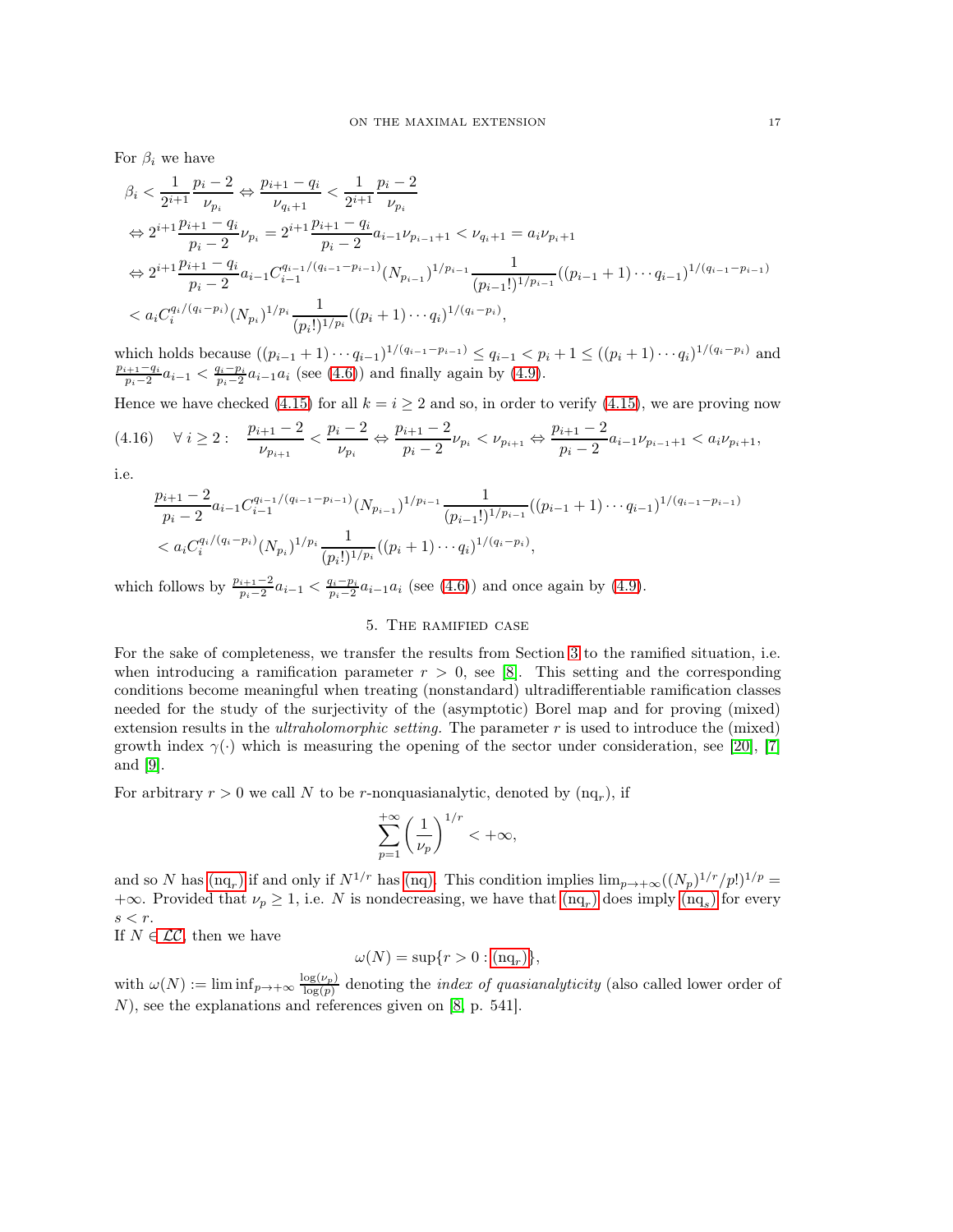For $\beta_i$ we have

$$
\begin{aligned}
&\beta_i < \frac{1}{2^{i+1}}\frac{p_i-2}{\nu_{p_i}} \Leftrightarrow \frac{p_{i+1}-q_i}{\nu_{q_i+1}} < \frac{1}{2^{i+1}}\frac{p_i-2}{\nu_{p_i}}\\
&\Leftrightarrow 2^{i+1}\frac{p_{i+1}-q_i}{p_i-2}\nu_{p_i} = 2^{i+1}\frac{p_{i+1}-q_i}{p_i-2}a_{i-1}\nu_{p_{i-1}+1} < \nu_{q_i+1} = a_i\nu_{p_i+1}\\
&\Leftrightarrow 2^{i+1}\frac{p_{i+1}-q_i}{p_i-2}a_{i-1}C_{i-1}^{q_{i-1}/(q_{i-1}-p_{i-1})}(N_{p_{i-1}})^{1/p_{i-1}}\frac{1}{(p_{i-1}!)^{1/p_{i-1}}}((p_{i-1}+1)\cdots q_{i-1})^{1/(q_{i-1}-p_{i-1})}\\
&< a_iC_i^{q_i/(q_i-p_i)}(N_{p_i})^{1/p_i}\frac{1}{(p_i!)^{1/p_i}}((p_i+1)\cdots q_i)^{1/(q_i-p_i)},
\end{aligned}
$$

which holds because $((p_{i-1}+1)\cdots q_{i-1})^{1/(q_{i-1}-p_{i-1})} \le q_{i-1} < p_i+1 \le ((p_i+1)\cdots q_i)^{1/(q_i-p_i)}$ and $\frac{p_{i+1}-q_i}{p_i-2}a_{i-1} < \frac{q_i-p_i}{p_i-2}a_{i-1}a_i$ (see (4.6)) and finally again by (4.9).

Hence we have checked (4.15) for all $k=i\ge 2$ and so, in order to verify (4.15), we are proving now

$$
(4.16)\quad \forall\, i\ge 2:\quad \frac{p_{i+1}-2}{\nu_{p_{i+1}}} < \frac{p_i-2}{\nu_{p_i}} \Leftrightarrow \frac{p_{i+1}-2}{p_i-2}\nu_{p_i} < \nu_{p_{i+1}} \Leftrightarrow \frac{p_{i+1}-2}{p_i-2}a_{i-1}\nu_{p_{i-1}+1} < a_i\nu_{p_i+1},
$$

i.e.

$$
\begin{aligned}
&\frac{p_{i+1}-2}{p_i-2}a_{i-1}C_{i-1}^{q_{i-1}/(q_{i-1}-p_{i-1})}(N_{p_{i-1}})^{1/p_{i-1}}\frac{1}{(p_{i-1}!)^{1/p_{i-1}}}((p_{i-1}+1)\cdots q_{i-1})^{1/(q_{i-1}-p_{i-1})}\\
&< a_iC_i^{q_i/(q_i-p_i)}(N_{p_i})^{1/p_i}\frac{1}{(p_i!)^{1/p_i}}((p_i+1)\cdots q_i)^{1/(q_i-p_i)},
\end{aligned}
$$

which follows by $\frac{p_{i+1}-2}{p_i-2}a_{i-1} < \frac{q_i-p_i}{p_i-2}a_{i-1}a_i$ (see (4.6)) and once again by (4.9).

## 5. The ramified case

For the sake of completeness, we transfer the results from Section 3 to the ramified situation, i.e. when introducing a ramification parameter $r>0$, see [8]. This setting and the corresponding conditions become meaningful when treating (nonstandard) ultradifferentiable ramification classes needed for the study of the surjectivity of the (asymptotic) Borel map and for proving (mixed) extension results in the *ultraholomorphic setting*. The parameter $r$ is used to introduce the (mixed) growth index $\gamma(\cdot)$ which is measuring the opening of the sector under consideration, see [20], [7] and [9].

For arbitrary $r>0$ we call $N$ to be $r$-nonquasianalytic, denoted by $(\text{nq}_r)$, if

$$
\sum_{p=1}^{+\infty}\left(\frac{1}{\nu_p}\right)^{1/r} < +\infty,
$$

and so $N$ has $(\text{nq}_r)$ if and only if $N^{1/r}$ has (nq). This condition implies $\lim_{p\to+\infty}((N_p)^{1/r}/p!)^{1/p} = +\infty$. Provided that $\nu_p\ge 1$, i.e. $N$ is nondecreasing, we have that $(\text{nq}_r)$ does imply $(\text{nq}_s)$ for every $s<r$.
If $N\in\mathcal{LC}$, then we have

$$
\omega(N) = \sup\{r>0 : (\text{nq}_r)\},
$$

with $\omega(N) := \liminf_{p\to+\infty}\frac{\log(\nu_p)}{\log(p)}$ denoting the *index of quasianalyticity* (also called lower order of $N$), see the explanations and references given on [8, p. 541].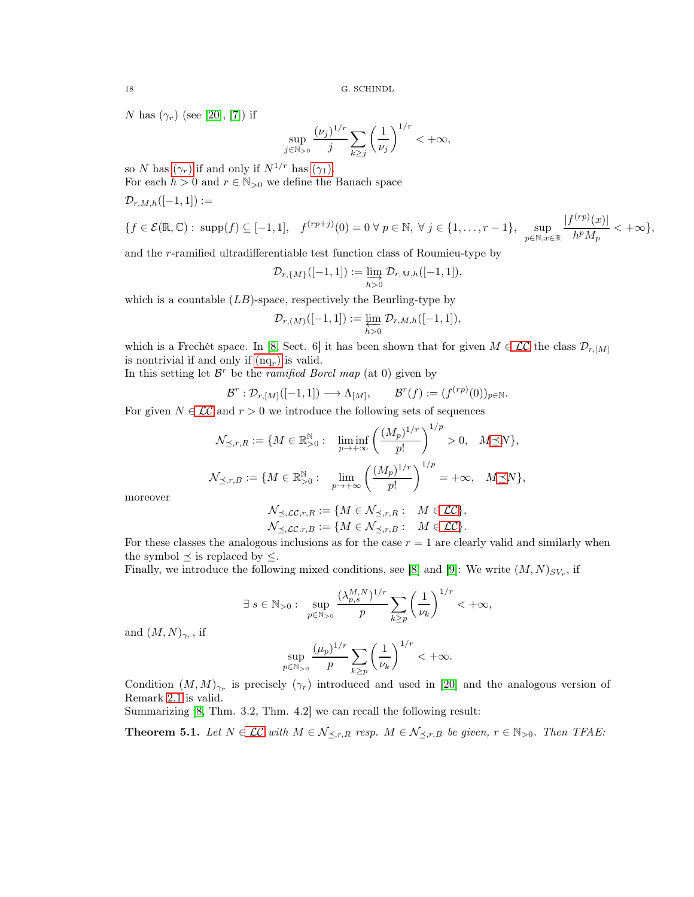$N$ has $(\gamma_r)$ (see [20], [7]) if

$$\sup_{j\in\mathbb{N}_{>0}} \frac{(\nu_j)^{1/r}}{j} \sum_{k\ge j} \left(\frac{1}{\nu_j}\right)^{1/r} < +\infty,$$

so $N$ has $(\gamma_r)$ if and only if $N^{1/r}$ has $(\gamma_1)$.
For each $h > 0$ and $r \in \mathbb{N}_{>0}$ we define the Banach space

$\mathcal{D}_{r,M,h}([-1,1]) :=$

$$\{f \in \mathcal{E}(\mathbb{R},\mathbb{C}) :\ \operatorname{supp}(f) \subseteq [-1,1], \quad f^{(rp+j)}(0) = 0\ \forall\, p \in \mathbb{N},\ \forall\, j \in \{1,\dots,r-1\}, \quad \sup_{p\in\mathbb{N},x\in\mathbb{R}} \frac{|f^{(rp)}(x)|}{h^p M_p} < +\infty\},$$

and the $r$-ramified ultradifferentiable test function class of Roumieu-type by

$$\mathcal{D}_{r,\{M\}}([-1,1]) := \varinjlim_{h>0} \mathcal{D}_{r,M,h}([-1,1]),$$

which is a countable $(LB)$-space, respectively the Beurling-type by

$$\mathcal{D}_{r,(M)}([-1,1]) := \varprojlim_{h>0} \mathcal{D}_{r,M,h}([-1,1]),$$

which is a Frechét space. In [8, Sect. 6] it has been shown that for given $M \in \mathcal{LC}$ the class $\mathcal{D}_{r,[M]}$ is nontrivial if and only if $(\text{nq}_r)$ is valid.
In this setting let $\mathcal{B}^r$ be the *ramified Borel map* (at 0) given by

$$\mathcal{B}^r : \mathcal{D}_{r,[M]}([-1,1]) \longrightarrow \Lambda_{[M]}, \qquad \mathcal{B}^r(f) := (f^{(rp)}(0))_{p\in\mathbb{N}}.$$

For given $N \in \mathcal{LC}$ and $r > 0$ we introduce the following sets of sequences

$$\mathcal{N}_{\preceq,r,R} := \{M \in \mathbb{R}^{\mathbb{N}}_{>0} :\quad \liminf_{p\to+\infty} \left(\frac{(M_p)^{1/r}}{p!}\right)^{1/p} > 0, \quad M \preceq N\},$$

$$\mathcal{N}_{\preceq,r,B} := \{M \in \mathbb{R}^{\mathbb{N}}_{>0} :\quad \lim_{p\to+\infty} \left(\frac{(M_p)^{1/r}}{p!}\right)^{1/p} = +\infty, \quad M \preceq N\},$$

moreover

$$\mathcal{N}_{\preceq,\mathcal{LC},r,R} := \{M \in \mathcal{N}_{\preceq,r,R} :\quad M \in \mathcal{LC}\},$$
$$\mathcal{N}_{\preceq,\mathcal{LC},r,B} := \{M \in \mathcal{N}_{\preceq,r,B} :\quad M \in \mathcal{LC}\}.$$

For these classes the analogous inclusions as for the case $r = 1$ are clearly valid and similarly when the symbol $\preceq$ is replaced by $\le$.
Finally, we introduce the following mixed conditions, see [8] and [9]: We write $(M,N)_{SV_r}$, if

$$\exists\, s \in \mathbb{N}_{>0} :\quad \sup_{p\in\mathbb{N}_{>0}} \frac{(\lambda^{M,N}_{p,s})^{1/r}}{p} \sum_{k\ge p} \left(\frac{1}{\nu_k}\right)^{1/r} < +\infty,$$

and $(M,N)_{\gamma_r}$, if

$$\sup_{p\in\mathbb{N}_{>0}} \frac{(\mu_p)^{1/r}}{p} \sum_{k\ge p} \left(\frac{1}{\nu_k}\right)^{1/r} < +\infty.$$

Condition $(M,M)_{\gamma_r}$ is precisely $(\gamma_r)$ introduced and used in [20] and the analogous version of Remark 2.1 is valid.
Summarizing [8, Thm. 3.2, Thm. 4.2] we can recall the following result:

**Theorem 5.1.** *Let $N \in \mathcal{LC}$ with $M \in \mathcal{N}_{\preceq,r,R}$ resp. $M \in \mathcal{N}_{\preceq,r,B}$ be given, $r \in \mathbb{N}_{>0}$. Then TFAE:*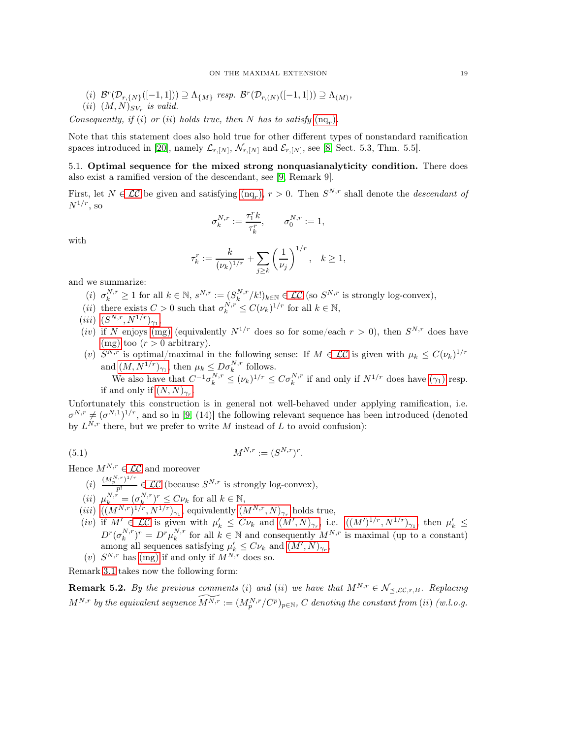(i) $\mathcal{B}^r(\mathcal{D}_{r,\{N\}}([-1,1])) \supseteq \Lambda_{\{M\}}$ *resp.* $\mathcal{B}^r(\mathcal{D}_{r,(N)}([-1,1])) \supseteq \Lambda_{(M)}$,

(ii) $(M,N)_{SV_r}$ *is valid.*

*Consequently, if (i) or (ii) holds true, then N has to satisfy* $(\mathrm{nq}_r)$.

Note that this statement does also hold true for other different types of nonstandard ramification spaces introduced in [20], namely $\mathcal{L}_{r,[N]}$, $\mathcal{N}_{r,[N]}$ and $\mathcal{E}_{r,[N]}$, see [8, Sect. 5.3, Thm. 5.5].

### 5.1. Optimal sequence for the mixed strong nonquasianalyticity condition.

There does also exist a ramified version of the descendant, see [9, Remark 9].

First, let $N \in \mathcal{LC}$ be given and satisfying $(\mathrm{nq}_r)$, $r > 0$. Then $S^{N,r}$ shall denote the *descendant of* $N^{1/r}$, so

$$\sigma_k^{N,r} := \frac{\tau_1^r k}{\tau_k^r}, \qquad \sigma_0^{N,r} := 1,$$

with

$$\tau_k^r := \frac{k}{(\nu_k)^{1/r}} + \sum_{j \geq k} \left(\frac{1}{\nu_j}\right)^{1/r}, \quad k \geq 1,$$

and we summarize:

(i) $\sigma_k^{N,r} \geq 1$ for all $k \in \mathbb{N}$, $s^{N,r} := (S_k^{N,r}/k!)_{k\in\mathbb{N}} \in \mathcal{LC}$ (so $S^{N,r}$ is strongly log-convex),

(ii) there exists $C > 0$ such that $\sigma_k^{N,r} \leq C(\nu_k)^{1/r}$ for all $k \in \mathbb{N}$,

(iii) $(S^{N,r}, N^{1/r})_{\gamma_1}$,

(iv) if $N$ enjoys (mg) (equivalently $N^{1/r}$ does so for some/each $r > 0$), then $S^{N,r}$ does have (mg) too ($r > 0$ arbitrary).

(v) $S^{N,r}$ is optimal/maximal in the following sense: If $M \in \mathcal{LC}$ is given with $\mu_k \leq C(\nu_k)^{1/r}$ and $(M, N^{1/r})_{\gamma_1}$, then $\mu_k \leq D\sigma_k^{N,r}$ follows.

We also have that $C^{-1}\sigma_k^{N,r} \leq (\nu_k)^{1/r} \leq C\sigma_k^{N,r}$ if and only if $N^{1/r}$ does have $(\gamma_1)$ resp. if and only if $(N,N)_{\gamma_r}$.

Unfortunately this construction is in general not well-behaved under applying ramification, i.e. $\sigma^{N,r} \neq (\sigma^{N,1})^{1/r}$, and so in [9, (14)] the following relevant sequence has been introduced (denoted by $L^{N,r}$ there, but we prefer to write $M$ instead of $L$ to avoid confusion):

$$M^{N,r} := (S^{N,r})^r. \tag{5.1}$$

Hence $M^{N,r} \in \mathcal{LC}$ and moreover

(i) $\frac{(M_p^{N,r})^{1/r}}{p!} \in \mathcal{LC}$ (because $S^{N,r}$ is strongly log-convex),

(ii) $\mu_k^{N,r} = (\sigma_k^{N,r})^r \leq C\nu_k$ for all $k \in \mathbb{N}$,

(iii) $((M^{N,r})^{1/r}, N^{1/r})_{\gamma_1}$, equivalently $(M^{N,r}, N)_{\gamma_r}$ holds true,

(iv) if $M' \in \mathcal{LC}$ is given with $\mu'_k \leq C\nu_k$ and $(M',N)_{\gamma_r}$, i.e. $((M')^{1/r}, N^{1/r})_{\gamma_1}$, then $\mu'_k \leq D^r(\sigma_k^{N,r})^r = D^r\mu_k^{N,r}$ for all $k \in \mathbb{N}$ and consequently $M^{N,r}$ is maximal (up to a constant) among all sequences satisfying $\mu'_k \leq C\nu_k$ and $(M',N)_{\gamma_r}$.

(v) $S^{N,r}$ has (mg) if and only if $M^{N,r}$ does so.

Remark 3.1 takes now the following form:

**Remark 5.2.** *By the previous comments (i) and (ii) we have that* $M^{N,r} \in \mathcal{N}_{\preceq,\mathcal{LC},r,B}$. *Replacing* $M^{N,r}$ *by the equivalent sequence* $\widetilde{M^{N,r}} := (M_p^{N,r}/C^p)_{p\in\mathbb{N}}$, *C denoting the constant from (ii) (w.l.o.g.*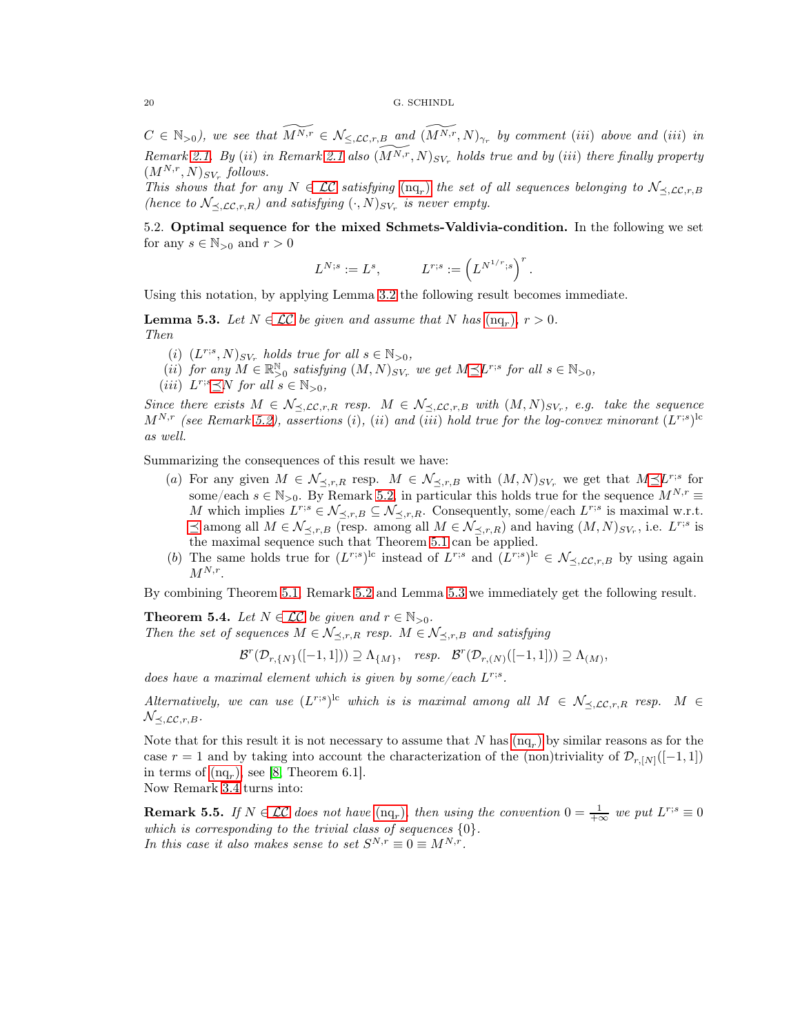$C \in \mathbb{N}_{>0}$), *we see that* $\widetilde{M^{N,r}} \in \mathcal{N}_{\preceq,\mathcal{LC},r,B}$ *and* $(\widetilde{M^{N,r}}, N)_{\gamma_r}$ *by comment (iii) above and (iii) in Remark 2.1. By (ii) in Remark 2.1 also* $(\widetilde{M^{N,r}}, N)_{SV_r}$ *holds true and by (iii) there finally property* $(M^{N,r}, N)_{SV_r}$ *follows.*
*This shows that for any* $N \in \mathcal{LC}$ *satisfying* $(\mathrm{nq}_r)$ *the set of all sequences belonging to* $\mathcal{N}_{\preceq,\mathcal{LC},r,B}$ *(hence to* $\mathcal{N}_{\preceq,\mathcal{LC},r,R}$*) and satisfying* $(\cdot, N)_{SV_r}$ *is never empty.*

## 5.2. Optimal sequence for the mixed Schmets-Valdivia-condition.

In the following we set for any $s \in \mathbb{N}_{>0}$ and $r > 0$

$$L^{N;s} := L^s, \qquad L^{r;s} := \left(L^{N^{1/r};s}\right)^r.$$

Using this notation, by applying Lemma 3.2 the following result becomes immediate.

**Lemma 5.3.** *Let* $N \in \mathcal{LC}$ *be given and assume that* $N$ *has* $(\mathrm{nq}_r)$, $r > 0$.
*Then*

- (i) $(L^{r;s}, N)_{SV_r}$ *holds true for all* $s \in \mathbb{N}_{>0}$,
- (ii) *for any* $M \in \mathbb{R}^{\mathbb{N}}_{>0}$ *satisfying* $(M, N)_{SV_r}$ *we get* $M \preceq L^{r;s}$ *for all* $s \in \mathbb{N}_{>0}$,
- (iii) $L^{r;s} \preceq N$ *for all* $s \in \mathbb{N}_{>0}$,

*Since there exists* $M \in \mathcal{N}_{\preceq,\mathcal{LC},r,R}$ *resp.* $M \in \mathcal{N}_{\preceq,\mathcal{LC},r,B}$ *with* $(M, N)_{SV_r}$, *e.g. take the sequence* $M^{N,r}$ *(see Remark 5.2), assertions (i), (ii) and (iii) hold true for the log-convex minorant* $(L^{r;s})^{\mathrm{lc}}$ *as well.*

Summarizing the consequences of this result we have:

- (a) For any given $M \in \mathcal{N}_{\preceq,r,R}$ resp. $M \in \mathcal{N}_{\preceq,r,B}$ with $(M, N)_{SV_r}$ we get that $M \preceq L^{r;s}$ for some/each $s \in \mathbb{N}_{>0}$. By Remark 5.2, in particular this holds true for the sequence $M^{N,r} \equiv M$ which implies $L^{r;s} \in \mathcal{N}_{\preceq,r,B} \subseteq \mathcal{N}_{\preceq,r,R}$. Consequently, some/each $L^{r;s}$ is maximal w.r.t. $\preceq$ among all $M \in \mathcal{N}_{\preceq,r,B}$ (resp. among all $M \in \mathcal{N}_{\preceq,r,R}$) and having $(M, N)_{SV_r}$, i.e. $L^{r;s}$ is the maximal sequence such that Theorem 5.1 can be applied.
- (b) The same holds true for $(L^{r;s})^{\mathrm{lc}}$ instead of $L^{r;s}$ and $(L^{r;s})^{\mathrm{lc}} \in \mathcal{N}_{\preceq,\mathcal{LC},r,B}$ by using again $M^{N,r}$.

By combining Theorem 5.1, Remark 5.2 and Lemma 5.3 we immediately get the following result.

**Theorem 5.4.** *Let* $N \in \mathcal{LC}$ *be given and* $r \in \mathbb{N}_{>0}$.
*Then the set of sequences* $M \in \mathcal{N}_{\preceq,r,R}$ *resp.* $M \in \mathcal{N}_{\preceq,r,B}$ *and satisfying*

$$\mathcal{B}^r(\mathcal{D}_{r,\{N\}}([-1,1])) \supseteq \Lambda_{\{M\}}, \quad \text{resp.} \quad \mathcal{B}^r(\mathcal{D}_{r,(N)}([-1,1])) \supseteq \Lambda_{(M)},$$

*does have a maximal element which is given by some/each* $L^{r;s}$.

*Alternatively, we can use* $(L^{r;s})^{\mathrm{lc}}$ *which is is maximal among all* $M \in \mathcal{N}_{\preceq,\mathcal{LC},r,R}$ *resp.* $M \in \mathcal{N}_{\preceq,\mathcal{LC},r,B}$.

Note that for this result it is not necessary to assume that $N$ has $(\mathrm{nq}_r)$ by similar reasons as for the case $r = 1$ and by taking into account the characterization of the (non)triviality of $\mathcal{D}_{r,[N]}([-1,1])$ in terms of $(\mathrm{nq}_r)$, see [8, Theorem 6.1].
Now Remark 3.4 turns into:

**Remark 5.5.** *If* $N \in \mathcal{LC}$ *does not have* $(\mathrm{nq}_r)$, *then using the convention* $0 = \frac{1}{+\infty}$ *we put* $L^{r;s} \equiv 0$ *which is corresponding to the trivial class of sequences* $\{0\}$.
*In this case it also makes sense to set* $S^{N,r} \equiv 0 \equiv M^{N,r}$.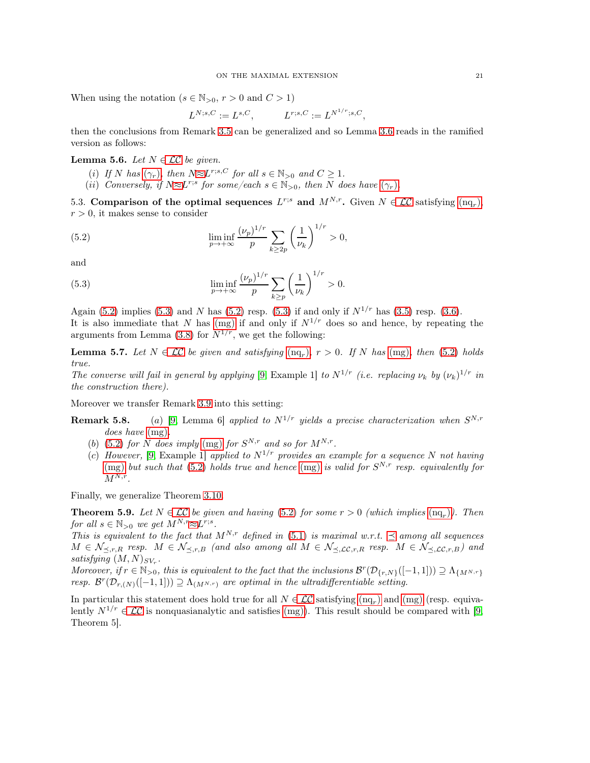When using the notation ($s \in \mathbb{N}_{>0}$, $r > 0$ and $C > 1$)

$$L^{N;s,C} := L^{s,C}, \qquad L^{r;s,C} := L^{N^{1/r};s,C},$$

then the conclusions from Remark 3.5 can be generalized and so Lemma 3.6 reads in the ramified version as follows:

**Lemma 5.6.** *Let $N \in \mathcal{LC}$ be given.*

*(i) If $N$ has $(\gamma_r)$, then $N \approx L^{r;s,C}$ for all $s \in \mathbb{N}_{>0}$ and $C \geq 1$.*

*(ii) Conversely, if $N \approx L^{r;s}$ for some/each $s \in \mathbb{N}_{>0}$, then $N$ does have $(\gamma_r)$.*

5.3. **Comparison of the optimal sequences $L^{r;s}$ and $M^{N,r}$.** Given $N \in \mathcal{LC}$ satisfying $(\mathrm{nq}_r)$, $r > 0$, it makes sense to consider

$$\liminf_{p \to +\infty} \frac{(\nu_p)^{1/r}}{p} \sum_{k \geq 2p} \left(\frac{1}{\nu_k}\right)^{1/r} > 0, \tag{5.2}$$

and

$$\liminf_{p \to +\infty} \frac{(\nu_p)^{1/r}}{p} \sum_{k \geq p} \left(\frac{1}{\nu_k}\right)^{1/r} > 0. \tag{5.3}$$

Again (5.2) implies (5.3) and $N$ has (5.2) resp. (5.3) if and only if $N^{1/r}$ has (3.5) resp. (3.6). It is also immediate that $N$ has (mg) if and only if $N^{1/r}$ does so and hence, by repeating the arguments from Lemma (3.8) for $N^{1/r}$, we get the following:

**Lemma 5.7.** *Let $N \in \mathcal{LC}$ be given and satisfying $(\mathrm{nq}_r)$, $r > 0$. If $N$ has (mg), then (5.2) holds true.*
*The converse will fail in general by applying [9, Example 1] to $N^{1/r}$ (i.e. replacing $\nu_k$ by $(\nu_k)^{1/r}$ in the construction there).*

Moreover we transfer Remark 3.9 into this setting:

**Remark 5.8.** *(a) [9, Lemma 6] applied to $N^{1/r}$ yields a precise characterization when $S^{N,r}$ does have (mg).*

*(b) (5.2) for $N$ does imply (mg) for $S^{N,r}$ and so for $M^{N,r}$.*

*(c) However, [9, Example 1] applied to $N^{1/r}$ provides an example for a sequence $N$ not having (mg) but such that (5.2) holds true and hence (mg) is valid for $S^{N,r}$ resp. equivalently for $M^{N,r}$.*

Finally, we generalize Theorem 3.10.

**Theorem 5.9.** *Let $N \in \mathcal{LC}$ be given and having (5.2) for some $r > 0$ (which implies $(\mathrm{nq}_r)$). Then for all $s \in \mathbb{N}_{>0}$ we get $M^{N,r} \approx L^{r;s}$.*
*This is equivalent to the fact that $M^{N,r}$ defined in (5.1) is maximal w.r.t. $\preceq$ among all sequences $M \in \mathcal{N}_{\preceq,r,R}$ resp. $M \in \mathcal{N}_{\preceq,r,B}$ (and also among all $M \in \mathcal{N}_{\preceq,\mathcal{LC},r,R}$ resp. $M \in \mathcal{N}_{\preceq,\mathcal{LC},r,B}$) and satisfying $(M,N)_{SV_r}$.*
*Moreover, if $r \in \mathbb{N}_{>0}$, this is equivalent to the fact that the inclusions $\mathcal{B}^r(\mathcal{D}_{\{r,N\}}([-1,1])) \supseteq \Lambda_{\{M^{N,r}\}}$ resp. $\mathcal{B}^r(\mathcal{D}_{r,(N)}([-1,1])) \supseteq \Lambda_{(M^{N,r})}$ are optimal in the ultradifferentiable setting.*

In particular this statement does hold true for all $N \in \mathcal{LC}$ satisfying $(\mathrm{nq}_r)$ and (mg) (resp. equivalently $N^{1/r} \in \mathcal{LC}$ is nonquasianalytic and satisfies (mg)). This result should be compared with [9, Theorem 5].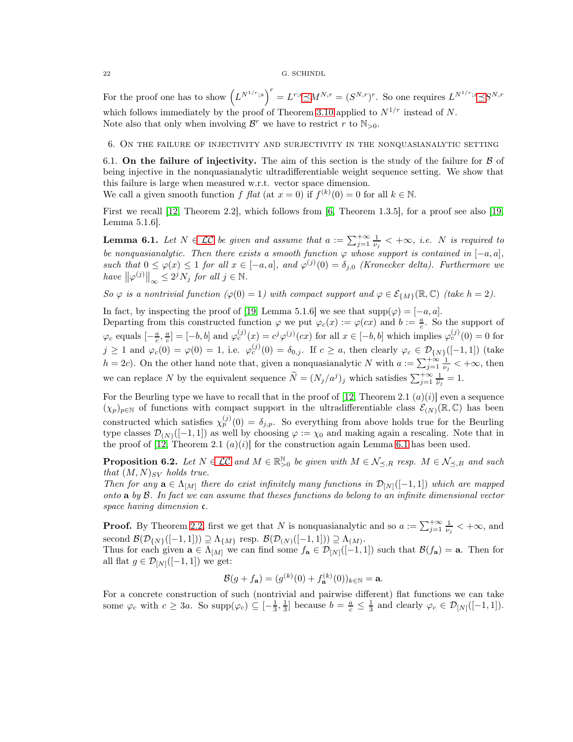For the proof one has to show $\left(L^{N^{1/r};s}\right)^r = L^{r;s} \preceq M^{N,r} = (S^{N,r})^r$. So one requires $L^{N^{1/r};s} \preceq S^{N,r}$ which follows immediately by the proof of Theorem 3.10 applied to $N^{1/r}$ instead of $N$.
Note also that only when involving $\mathcal{B}^r$ we have to restrict $r$ to $\mathbb{N}_{>0}$.

## 6. On the failure of injectivity and surjectivity in the nonquasianalytic setting

**6.1. On the failure of injectivity.** The aim of this section is the study of the failure for $\mathcal{B}$ of being injective in the nonquasianalytic ultradifferentiable weight sequence setting. We show that this failure is large when measured w.r.t. vector space dimension.
We call a given smooth function $f$ *flat* (at $x = 0$) if $f^{(k)}(0) = 0$ for all $k \in \mathbb{N}$.

First we recall [12, Theorem 2.2], which follows from [6, Theorem 1.3.5], for a proof see also [19, Lemma 5.1.6].

**Lemma 6.1.** *Let $N \in \mathcal{LC}$ be given and assume that $a := \sum_{j=1}^{+\infty} \frac{1}{\nu_j} < +\infty$, i.e. $N$ is required to be nonquasianalytic. Then there exists a smooth function $\varphi$ whose support is contained in $[-a, a]$, such that $0 \le \varphi(x) \le 1$ for all $x \in [-a, a]$, and $\varphi^{(j)}(0) = \delta_{j,0}$ (Kronecker delta). Furthermore we have $\|\varphi^{(j)}\|_\infty \le 2^j N_j$ for all $j \in \mathbb{N}$.*

*So $\varphi$ is a nontrivial function ($\varphi(0) = 1$) with compact support and $\varphi \in \mathcal{E}_{\{M\}}(\mathbb{R}, \mathbb{C})$ (take $h = 2$).*

In fact, by inspecting the proof of [19, Lemma 5.1.6] we see that $\mathrm{supp}(\varphi) = [-a, a]$.
Departing from this constructed function $\varphi$ we put $\varphi_c(x) := \varphi(cx)$ and $b := \frac{a}{c}$. So the support of $\varphi_c$ equals $[-\frac{a}{c}, \frac{a}{c}] = [-b, b]$ and $\varphi_c^{(j)}(x) = c^j \varphi^{(j)}(cx)$ for all $x \in [-b, b]$ which implies $\varphi_c^{(j)}(0) = 0$ for $j \ge 1$ and $\varphi_c(0) = \varphi(0) = 1$, i.e. $\varphi_c^{(j)}(0) = \delta_{0,j}$. If $c \ge a$, then clearly $\varphi_c \in \mathcal{D}_{\{N\}}([-1, 1])$ (take $h = 2c$). On the other hand note that, given a nonquasianalytic $N$ with $a := \sum_{j=1}^{+\infty} \frac{1}{\nu_j} < +\infty$, then we can replace $N$ by the equivalent sequence $\widetilde{N} = (N_j/a^j)_j$ which satisfies $\sum_{j=1}^{+\infty} \frac{1}{\widetilde{\nu}_j} = 1$.

For the Beurling type we have to recall that in the proof of [12, Theorem 2.1 $(a)(i)$] even a sequence $(\chi_p)_{p \in \mathbb{N}}$ of functions with compact support in the ultradifferentiable class $\mathcal{E}_{(N)}(\mathbb{R}, \mathbb{C})$ has been constructed which satisfies $\chi_p^{(j)}(0) = \delta_{j,p}$. So everything from above holds true for the Beurling type classes $\mathcal{D}_{(N)}([-1, 1])$ as well by choosing $\varphi := \chi_0$ and making again a rescaling. Note that in the proof of [12, Theorem 2.1 $(a)(i)$] for the construction again Lemma 6.1 has been used.

**Proposition 6.2.** *Let $N \in \mathcal{LC}$ and $M \in \mathbb{R}_{>0}^{\mathbb{N}}$ be given with $M \in \mathcal{N}_{\preceq,R}$ resp. $M \in \mathcal{N}_{\preceq,B}$ and such that $(M, N)_{SV}$ holds true.*
*Then for any $\mathbf{a} \in \Lambda_{[M]}$ there do exist infinitely many functions in $\mathcal{D}_{[N]}([-1, 1])$ which are mapped onto $\mathbf{a}$ by $\mathcal{B}$. In fact we can assume that theses functions do belong to an infinite dimensional vector space having dimension $\mathfrak{c}$.*

**Proof.** By Theorem 2.2, first we get that $N$ is nonquasianalytic and so $a := \sum_{j=1}^{+\infty} \frac{1}{\nu_j} < +\infty$, and second $\mathcal{B}(\mathcal{D}_{\{N\}}([-1, 1])) \supseteq \Lambda_{\{M\}}$ resp. $\mathcal{B}(\mathcal{D}_{(N)}([-1, 1])) \supseteq \Lambda_{(M)}$.
Thus for each given $\mathbf{a} \in \Lambda_{[M]}$ we can find some $f_{\mathbf{a}} \in \mathcal{D}_{[N]}([-1, 1])$ such that $\mathcal{B}(f_{\mathbf{a}}) = \mathbf{a}$. Then for all flat $g \in \mathcal{D}_{[N]}([-1, 1])$ we get:

$$\mathcal{B}(g + f_{\mathbf{a}}) = (g^{(k)}(0) + f_{\mathbf{a}}^{(k)}(0))_{k \in \mathbb{N}} = \mathbf{a}.$$

For a concrete construction of such (nontrivial and pairwise different) flat functions we can take some $\varphi_c$ with $c \ge 3a$. So $\mathrm{supp}(\varphi_c) \subseteq [-\frac{1}{3}, \frac{1}{3}]$ because $b = \frac{a}{c} \le \frac{1}{3}$ and clearly $\varphi_c \in \mathcal{D}_{[N]}([-1, 1])$.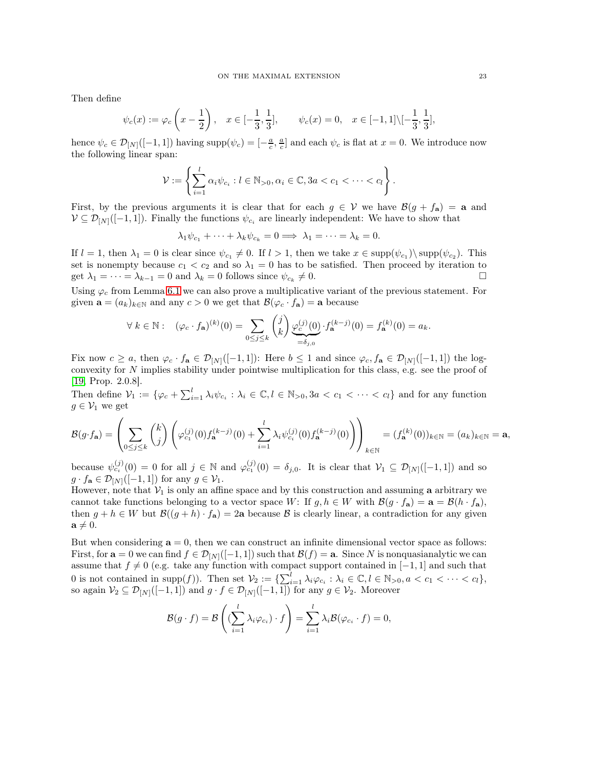Then define

$$\psi_c(x) := \varphi_c\left(x - \frac{1}{2}\right), \quad x \in [-\frac{1}{3}, \frac{1}{3}], \qquad \psi_c(x) = 0, \quad x \in [-1,1]\backslash[-\frac{1}{3}, \frac{1}{3}],$$

hence $\psi_c \in \mathcal{D}_{[N]}([-1,1])$ having $\operatorname{supp}(\psi_c) = [-\frac{a}{c}, \frac{a}{c}]$ and each $\psi_c$ is flat at $x = 0$. We introduce now the following linear span:

$$\mathcal{V} := \left\{ \sum_{i=1}^{l} \alpha_i \psi_{c_i} : l \in \mathbb{N}_{>0}, \alpha_i \in \mathbb{C}, 3a < c_1 < \cdots < c_l \right\}.$$

First, by the previous arguments it is clear that for each $g \in \mathcal{V}$ we have $\mathcal{B}(g + f_{\mathbf{a}}) = \mathbf{a}$ and $\mathcal{V} \subseteq \mathcal{D}_{[N]}([-1,1])$. Finally the functions $\psi_{c_i}$ are linearly independent: We have to show that

$$\lambda_1 \psi_{c_1} + \cdots + \lambda_k \psi_{c_k} = 0 \Longrightarrow \lambda_1 = \cdots = \lambda_k = 0.$$

If $l = 1$, then $\lambda_1 = 0$ is clear since $\psi_{c_1} \neq 0$. If $l > 1$, then we take $x \in \operatorname{supp}(\psi_{c_1}) \backslash \operatorname{supp}(\psi_{c_2})$. This set is nonempty because $c_1 < c_2$ and so $\lambda_1 = 0$ has to be satisfied. Then proceed by iteration to get $\lambda_1 = \cdots = \lambda_{k-1} = 0$ and $\lambda_k = 0$ follows since $\psi_{c_k} \neq 0$. □

Using $\varphi_c$ from Lemma 6.1 we can also prove a multiplicative variant of the previous statement. For given $\mathbf{a} = (a_k)_{k \in \mathbb{N}}$ and any $c > 0$ we get that $\mathcal{B}(\varphi_c \cdot f_{\mathbf{a}}) = \mathbf{a}$ because

$$\forall\, k \in \mathbb{N}: \quad (\varphi_c \cdot f_{\mathbf{a}})^{(k)}(0) = \sum_{0 \le j \le k} \binom{j}{k} \underbrace{\varphi_c^{(j)}(0)}_{=\delta_{j,0}} \cdot f_{\mathbf{a}}^{(k-j)}(0) = f_{\mathbf{a}}^{(k)}(0) = a_k.$$

Fix now $c \ge a$, then $\varphi_c \cdot f_{\mathbf{a}} \in \mathcal{D}_{[N]}([-1,1])$: Here $b \le 1$ and since $\varphi_c, f_{\mathbf{a}} \in \mathcal{D}_{[N]}([-1,1])$ the log-convexity for $N$ implies stability under pointwise multiplication for this class, e.g. see the proof of [19, Prop. 2.0.8].

Then define $\mathcal{V}_1 := \{\varphi_c + \sum_{i=1}^{l} \lambda_i \psi_{c_i} : \lambda_i \in \mathbb{C}, l \in \mathbb{N}_{>0}, 3a < c_1 < \cdots < c_l\}$ and for any function $g \in \mathcal{V}_1$ we get

$$\mathcal{B}(g \cdot f_{\mathbf{a}}) = \left( \sum_{0 \le j \le k} \binom{k}{j} \left( \varphi_{c_1}^{(j)}(0) f_{\mathbf{a}}^{(k-j)}(0) + \sum_{i=1}^{l} \lambda_i \psi_{c_i}^{(j)}(0) f_{\mathbf{a}}^{(k-j)}(0) \right) \right)_{k \in \mathbb{N}} = (f_{\mathbf{a}}^{(k)}(0))_{k \in \mathbb{N}} = (a_k)_{k \in \mathbb{N}} = \mathbf{a},$$

because $\psi_{c_i}^{(j)}(0) = 0$ for all $j \in \mathbb{N}$ and $\varphi_{c_1}^{(j)}(0) = \delta_{j,0}$. It is clear that $\mathcal{V}_1 \subseteq \mathcal{D}_{[N]}([-1,1])$ and so $g \cdot f_{\mathbf{a}} \in \mathcal{D}_{[N]}([-1,1])$ for any $g \in \mathcal{V}_1$.

However, note that $\mathcal{V}_1$ is only an affine space and by this construction and assuming $\mathbf{a}$ arbitrary we cannot take functions belonging to a vector space $W$: If $g, h \in W$ with $\mathcal{B}(g \cdot f_{\mathbf{a}}) = \mathbf{a} = \mathcal{B}(h \cdot f_{\mathbf{a}})$, then $g + h \in W$ but $\mathcal{B}((g + h) \cdot f_{\mathbf{a}}) = 2\mathbf{a}$ because $\mathcal{B}$ is clearly linear, a contradiction for any given $\mathbf{a} \neq 0$.

But when considering $\mathbf{a} = 0$, then we can construct an infinite dimensional vector space as follows: First, for $\mathbf{a} = 0$ we can find $f \in \mathcal{D}_{[N]}([-1,1])$ such that $\mathcal{B}(f) = \mathbf{a}$. Since $N$ is nonquasianalytic we can assume that $f \neq 0$ (e.g. take any function with compact support contained in $[-1,1]$ and such that $0$ is not contained in $\operatorname{supp}(f)$). Then set $\mathcal{V}_2 := \{\sum_{i=1}^{l} \lambda_i \varphi_{c_i} : \lambda_i \in \mathbb{C}, l \in \mathbb{N}_{>0}, a < c_1 < \cdots < c_l\}$, so again $\mathcal{V}_2 \subseteq \mathcal{D}_{[N]}([-1,1])$ and $g \cdot f \in \mathcal{D}_{[N]}([-1,1])$ for any $g \in \mathcal{V}_2$. Moreover

$$\mathcal{B}(g \cdot f) = \mathcal{B}\left( (\sum_{i=1}^{l} \lambda_i \varphi_{c_i}) \cdot f \right) = \sum_{i=1}^{l} \lambda_i \mathcal{B}(\varphi_{c_i} \cdot f) = 0,$$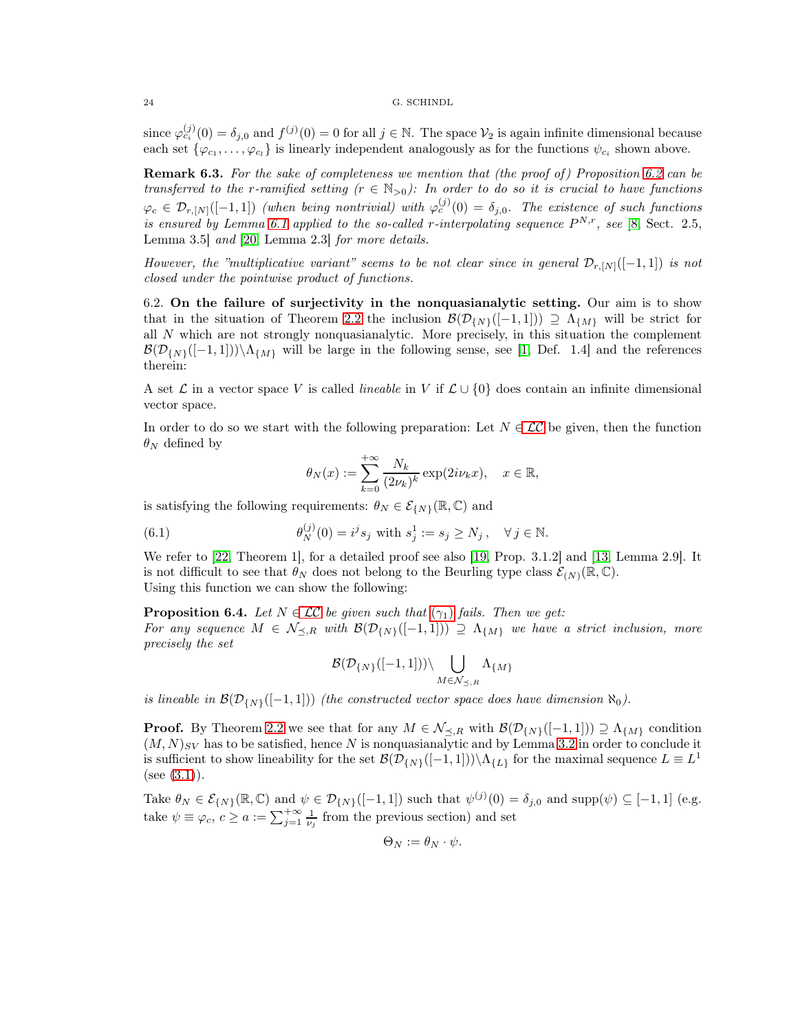since $\varphi_{c_i}^{(j)}(0) = \delta_{j,0}$ and $f^{(j)}(0) = 0$ for all $j \in \mathbb{N}$. The space $\mathcal{V}_2$ is again infinite dimensional because each set $\{\varphi_{c_1}, \dots, \varphi_{c_l}\}$ is linearly independent analogously as for the functions $\psi_{c_i}$ shown above.

**Remark 6.3.** *For the sake of completeness we mention that (the proof of) Proposition 6.2 can be transferred to the r-ramified setting ($r \in \mathbb{N}_{>0}$): In order to do so it is crucial to have functions $\varphi_c \in \mathcal{D}_{r,[N]}([-1,1])$ (when being nontrivial) with $\varphi_c^{(j)}(0) = \delta_{j,0}$. The existence of such functions is ensured by Lemma 6.1 applied to the so-called r-interpolating sequence $P^{N,r}$, see* [8, Sect. 2.5, Lemma 3.5] *and* [20, Lemma 2.3] *for more details.*

*However, the "multiplicative variant" seems to be not clear since in general $\mathcal{D}_{r,[N]}([-1,1])$ is not closed under the pointwise product of functions.*

6.2. **On the failure of surjectivity in the nonquasianalytic setting.** Our aim is to show that in the situation of Theorem 2.2 the inclusion $\mathcal{B}(\mathcal{D}_{\{N\}}([-1,1])) \supseteq \Lambda_{\{M\}}$ will be strict for all $N$ which are not strongly nonquasianalytic. More precisely, in this situation the complement $\mathcal{B}(\mathcal{D}_{\{N\}}([-1,1])) \backslash \Lambda_{\{M\}}$ will be large in the following sense, see [1, Def. 1.4] and the references therein:

A set $\mathcal{L}$ in a vector space $V$ is called *lineable* in $V$ if $\mathcal{L} \cup \{0\}$ does contain an infinite dimensional vector space.

In order to do so we start with the following preparation: Let $N \in \mathcal{LC}$ be given, then the function $\theta_N$ defined by

$$\theta_N(x) := \sum_{k=0}^{+\infty} \frac{N_k}{(2\nu_k)^k} \exp(2i\nu_k x), \quad x \in \mathbb{R},$$

is satisfying the following requirements: $\theta_N \in \mathcal{E}_{\{N\}}(\mathbb{R}, \mathbb{C})$ and

$$\theta_N^{(j)}(0) = i^j s_j \text{ with } s_j^1 := s_j \geq N_j\,, \quad \forall\, j \in \mathbb{N}. \tag{6.1}$$

We refer to [22, Theorem 1], for a detailed proof see also [19, Prop. 3.1.2] and [13, Lemma 2.9]. It is not difficult to see that $\theta_N$ does not belong to the Beurling type class $\mathcal{E}_{(N)}(\mathbb{R}, \mathbb{C})$.
Using this function we can show the following:

**Proposition 6.4.** *Let $N \in \mathcal{LC}$ be given such that $(\gamma_1)$ fails. Then we get:*
*For any sequence $M \in \mathcal{N}_{\preceq,R}$ with $\mathcal{B}(\mathcal{D}_{\{N\}}([-1,1])) \supseteq \Lambda_{\{M\}}$ we have a strict inclusion, more precisely the set*

$$\mathcal{B}(\mathcal{D}_{\{N\}}([-1,1])) \backslash \bigcup_{M \in \mathcal{N}_{\preceq,R}} \Lambda_{\{M\}}$$

*is lineable in $\mathcal{B}(\mathcal{D}_{\{N\}}([-1,1]))$ (the constructed vector space does have dimension $\aleph_0$).*

**Proof.** By Theorem 2.2 we see that for any $M \in \mathcal{N}_{\preceq,R}$ with $\mathcal{B}(\mathcal{D}_{\{N\}}([-1,1])) \supseteq \Lambda_{\{M\}}$ condition $(M,N)_{SV}$ has to be satisfied, hence $N$ is nonquasianalytic and by Lemma 3.2 in order to conclude it is sufficient to show lineability for the set $\mathcal{B}(\mathcal{D}_{\{N\}}([-1,1])) \backslash \Lambda_{\{L\}}$ for the maximal sequence $L \equiv L^1$ (see (3.1)).

Take $\theta_N \in \mathcal{E}_{\{N\}}(\mathbb{R}, \mathbb{C})$ and $\psi \in \mathcal{D}_{\{N\}}([-1,1])$ such that $\psi^{(j)}(0) = \delta_{j,0}$ and $\operatorname{supp}(\psi) \subseteq [-1,1]$ (e.g. take $\psi \equiv \varphi_c$, $c \geq a := \sum_{j=1}^{+\infty} \frac{1}{\nu_j}$ from the previous section) and set

$$\Theta_N := \theta_N \cdot \psi.$$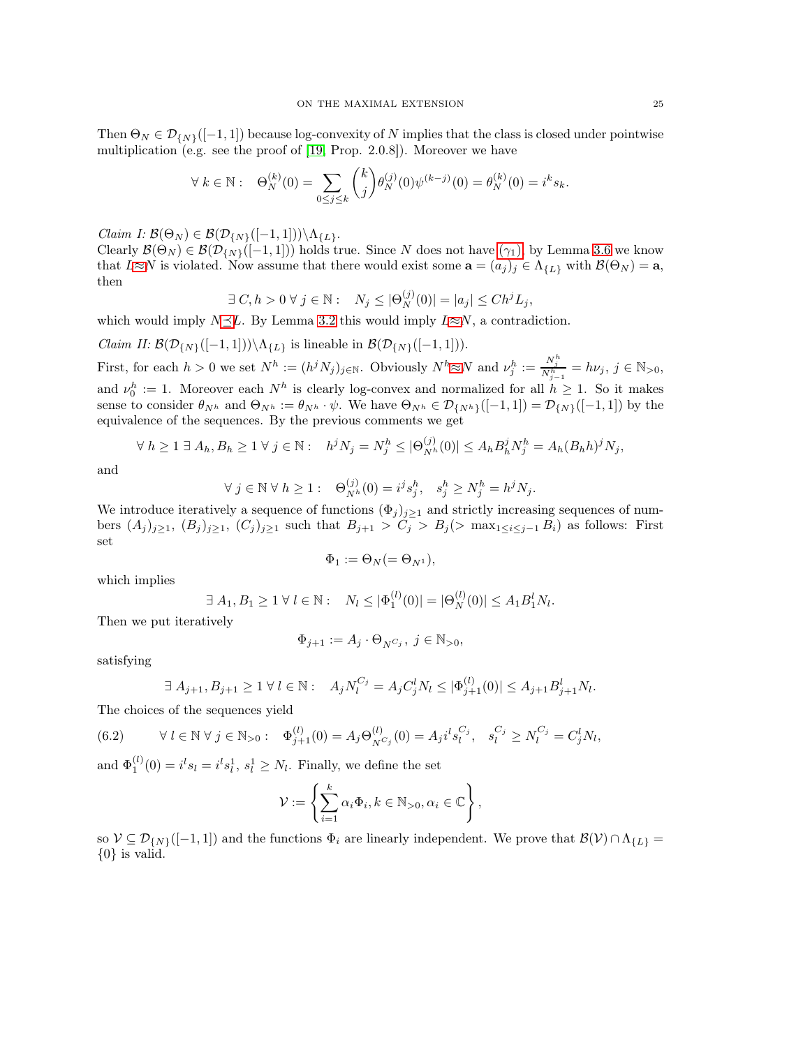Then $\Theta_N \in \mathcal{D}_{\{N\}}([-1,1])$ because log-convexity of $N$ implies that the class is closed under pointwise multiplication (e.g. see the proof of [19, Prop. 2.0.8]). Moreover we have

$$\forall\, k \in \mathbb{N}: \quad \Theta_N^{(k)}(0) = \sum_{0 \le j \le k} \binom{k}{j} \theta_N^{(j)}(0)\psi^{(k-j)}(0) = \theta_N^{(k)}(0) = i^k s_k.$$

*Claim I:* $\mathcal{B}(\Theta_N) \in \mathcal{B}(\mathcal{D}_{\{N\}}([-1,1]))\backslash\Lambda_{\{L\}}$.

Clearly $\mathcal{B}(\Theta_N) \in \mathcal{B}(\mathcal{D}_{\{N\}}([-1,1]))$ holds true. Since $N$ does not have $(\gamma_1)$, by Lemma 3.6 we know that $L\approx N$ is violated. Now assume that there would exist some $\mathbf{a} = (a_j)_j \in \Lambda_{\{L\}}$ with $\mathcal{B}(\Theta_N) = \mathbf{a}$, then

$$\exists\, C, h > 0\; \forall\, j \in \mathbb{N}: \quad N_j \le |\Theta_N^{(j)}(0)| = |a_j| \le Ch^j L_j,$$

which would imply $N\preceq L$. By Lemma 3.2 this would imply $L\approx N$, a contradiction.

*Claim II:* $\mathcal{B}(\mathcal{D}_{\{N\}}([-1,1]))\backslash\Lambda_{\{L\}}$ is lineable in $\mathcal{B}(\mathcal{D}_{\{N\}}([-1,1]))$.

First, for each $h > 0$ we set $N^h := (h^j N_j)_{j\in\mathbb{N}}$. Obviously $N^h\approx N$ and $\nu_j^h := \frac{N_j^h}{N_{j-1}^h} = h\nu_j$, $j \in \mathbb{N}_{>0}$, and $\nu_0^h := 1$. Moreover each $N^h$ is clearly log-convex and normalized for all $h \ge 1$. So it makes sense to consider $\theta_{N^h}$ and $\Theta_{N^h} := \theta_{N^h} \cdot \psi$. We have $\Theta_{N^h} \in \mathcal{D}_{\{N^h\}}([-1,1]) = \mathcal{D}_{\{N\}}([-1,1])$ by the equivalence of the sequences. By the previous comments we get

$$\forall\, h \ge 1\; \exists\, A_h, B_h \ge 1\; \forall\, j \in \mathbb{N}: \quad h^j N_j = N_j^h \le |\Theta_{N^h}^{(j)}(0)| \le A_h B_h^j N_j^h = A_h (B_h h)^j N_j,$$

and

$$\forall\, j \in \mathbb{N}\; \forall\, h \ge 1: \quad \Theta_{N^h}^{(j)}(0) = i^j s_j^h, \quad s_j^h \ge N_j^h = h^j N_j.$$

We introduce iteratively a sequence of functions $(\Phi_j)_{j\ge1}$ and strictly increasing sequences of numbers $(A_j)_{j\ge1}$, $(B_j)_{j\ge1}$, $(C_j)_{j\ge1}$ such that $B_{j+1} > C_j > B_j (> \max_{1\le i\le j-1} B_i)$ as follows: First set

$$\Phi_1 := \Theta_N (= \Theta_{N^1}),$$

which implies

$$\exists\, A_1, B_1 \ge 1\; \forall\, l \in \mathbb{N}: \quad N_l \le |\Phi_1^{(l)}(0)| = |\Theta_N^{(l)}(0)| \le A_1 B_1^l N_l.$$

Then we put iteratively

$$\Phi_{j+1} := A_j \cdot \Theta_{N^{C_j}},\; j \in \mathbb{N}_{>0},$$

satisfying

$$\exists\, A_{j+1}, B_{j+1} \ge 1\; \forall\, l \in \mathbb{N}: \quad A_j N_l^{C_j} = A_j C_j^l N_l \le |\Phi_{j+1}^{(l)}(0)| \le A_{j+1} B_{j+1}^l N_l.$$

The choices of the sequences yield

$$\forall\, l \in \mathbb{N}\; \forall\, j \in \mathbb{N}_{>0}: \quad \Phi_{j+1}^{(l)}(0) = A_j \Theta_{N^{C_j}}^{(l)}(0) = A_j i^l s_l^{C_j}, \quad s_l^{C_j} \ge N_l^{C_j} = C_j^l N_l, \tag{6.2}$$

and $\Phi_1^{(l)}(0) = i^l s_l = i^l s_l^1$, $s_l^1 \ge N_l$. Finally, we define the set

$$\mathcal{V} := \left\{ \sum_{i=1}^k \alpha_i \Phi_i, k \in \mathbb{N}_{>0}, \alpha_i \in \mathbb{C} \right\},$$

so $\mathcal{V} \subseteq \mathcal{D}_{\{N\}}([-1,1])$ and the functions $\Phi_i$ are linearly independent. We prove that $\mathcal{B}(\mathcal{V}) \cap \Lambda_{\{L\}} = \{0\}$ is valid.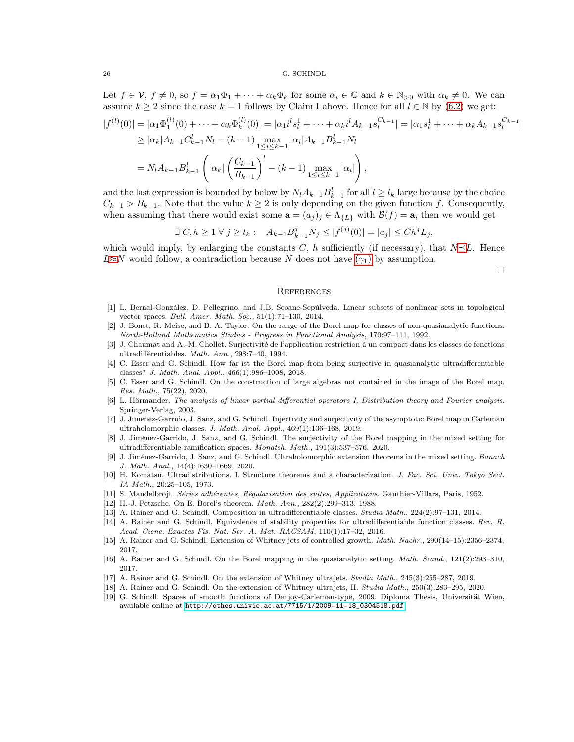Let $f \in \mathcal{V}$, $f \neq 0$, so $f = \alpha_1\Phi_1 + \cdots + \alpha_k\Phi_k$ for some $\alpha_i \in \mathbb{C}$ and $k \in \mathbb{N}_{>0}$ with $\alpha_k \neq 0$. We can assume $k \geq 2$ since the case $k = 1$ follows by Claim I above. Hence for all $l \in \mathbb{N}$ by (6.2) we get:

$$
\begin{aligned}
|f^{(l)}(0)| &= |\alpha_1\Phi_1^{(l)}(0) + \cdots + \alpha_k\Phi_k^{(l)}(0)| = |\alpha_1 i^l s_l^1 + \cdots + \alpha_k i^l A_{k-1} s_l^{C_{k-1}}| = |\alpha_1 s_l^1 + \cdots + \alpha_k A_{k-1} s_l^{C_{k-1}}| \\
&\geq |\alpha_k| A_{k-1} C_{k-1}^l N_l - (k-1) \max_{1 \leq i \leq k-1} |\alpha_i| A_{k-1} B_{k-1}^l N_l \\
&= N_l A_{k-1} B_{k-1}^l \left( |\alpha_k| \left( \frac{C_{k-1}}{B_{k-1}} \right)^l - (k-1) \max_{1 \leq i \leq k-1} |\alpha_i| \right),
\end{aligned}
$$

and the last expression is bounded by below by $N_l A_{k-1} B_{k-1}^l$ for all $l \geq l_k$ large because by the choice $C_{k-1} > B_{k-1}$. Note that the value $k \geq 2$ is only depending on the given function $f$. Consequently, when assuming that there would exist some $\mathbf{a} = (a_j)_j \in \Lambda_{\{L\}}$ with $\mathcal{B}(f) = \mathbf{a}$, then we would get

$$
\exists\, C, h \geq 1\ \forall\, j \geq l_k: \quad A_{k-1} B_{k-1}^j N_j \leq |f^{(j)}(0)| = |a_j| \leq C h^j L_j,
$$

which would imply, by enlarging the constants $C$, $h$ sufficiently (if necessary), that $N \preceq L$. Hence $L \approx N$ would follow, a contradiction because $N$ does not have $(\gamma_1)$ by assumption.

$\square$

## References

[1] L. Bernal-González, D. Pellegrino, and J.B. Seoane-Sepúlveda. Linear subsets of nonlinear sets in topological vector spaces. *Bull. Amer. Math. Soc.*, 51(1):71–130, 2014.

[2] J. Bonet, R. Meise, and B. A. Taylor. On the range of the Borel map for classes of non-quasianalytic functions. *North-Holland Mathematics Studies - Progress in Functional Analysis*, 170:97–111, 1992.

[3] J. Chaumat and A.-M. Chollet. Surjectivité de l'application restriction à un compact dans les classes de fonctions ultradifférentiables. *Math. Ann.*, 298:7–40, 1994.

[4] C. Esser and G. Schindl. How far is the Borel map from being surjective in quasianalytic ultradifferentiable classes? *J. Math. Anal. Appl.*, 466(1):986–1008, 2018.

[5] C. Esser and G. Schindl. On the construction of large algebras not contained in the image of the Borel map. *Res. Math.*, 75(22), 2020.

[6] L. Hörmander. *The analysis of linear partial differential operators I, Distribution theory and Fourier analysis.* Springer-Verlag, 2003.

[7] J. Jiménez-Garrido, J. Sanz, and G. Schindl. Injectivity and surjectivity of the asymptotic Borel map in Carleman ultraholomorphic classes. *J. Math. Anal. Appl.*, 469(1):136–168, 2019.

[8] J. Jiménez-Garrido, J. Sanz, and G. Schindl. The surjectivity of the Borel mapping in the mixed setting for ultradifferentiable ramification spaces. *Monatsh. Math.*, 191(3):537–576, 2020.

[9] J. Jiménez-Garrido, J. Sanz, and G. Schindl. Ultraholomorphic extension theorems in the mixed setting. *Banach J. Math. Anal.*, 14(4):1630–1669, 2020.

[10] H. Komatsu. Ultradistributions. I. Structure theorems and a characterization. *J. Fac. Sci. Univ. Tokyo Sect. IA Math.*, 20:25–105, 1973.

[11] S. Mandelbrojt. *Séries adhérentes, Régularisation des suites, Applications.* Gauthier-Villars, Paris, 1952.

[12] H.-J. Petzsche. On E. Borel's theorem. *Math. Ann.*, 282(2):299–313, 1988.

[13] A. Rainer and G. Schindl. Composition in ultradifferentiable classes. *Studia Math.*, 224(2):97–131, 2014.

[14] A. Rainer and G. Schindl. Equivalence of stability properties for ultradifferentiable function classes. *Rev. R. Acad. Cienc. Exactas Fís. Nat. Ser. A. Mat. RACSAM*, 110(1):17–32, 2016.

[15] A. Rainer and G. Schindl. Extension of Whitney jets of controlled growth. *Math. Nachr.*, 290(14–15):2356–2374, 2017.

[16] A. Rainer and G. Schindl. On the Borel mapping in the quasianalytic setting. *Math. Scand.*, 121(2):293–310, 2017.

[17] A. Rainer and G. Schindl. On the extension of Whitney ultrajets. *Studia Math.*, 245(3):255–287, 2019.

[18] A. Rainer and G. Schindl. On the extension of Whitney ultrajets, II. *Studia Math.*, 250(3):283–295, 2020.

[19] G. Schindl. Spaces of smooth functions of Denjoy-Carleman-type, 2009. Diploma Thesis, Universität Wien, available online at http://othes.univie.ac.at/7715/1/2009-11-18_0304518.pdf.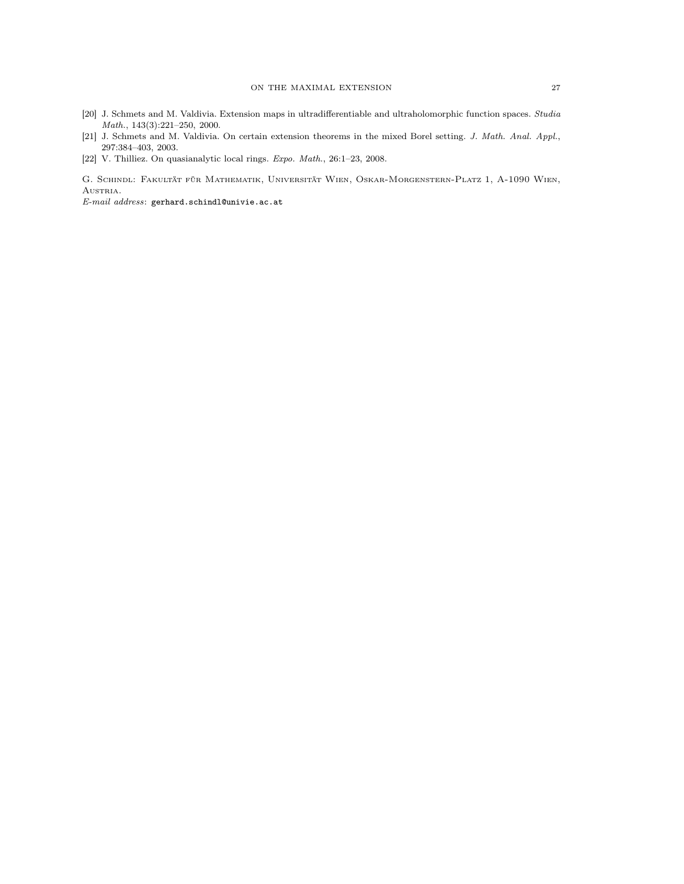[20] J. Schmets and M. Valdivia. Extension maps in ultradifferentiable and ultraholomorphic function spaces. *Studia Math.*, 143(3):221–250, 2000.

[21] J. Schmets and M. Valdivia. On certain extension theorems in the mixed Borel setting. *J. Math. Anal. Appl.*, 297:384–403, 2003.

[22] V. Thilliez. On quasianalytic local rings. *Expo. Math.*, 26:1–23, 2008.

G. Schindl: Fakultät für Mathematik, Universität Wien, Oskar-Morgenstern-Platz 1, A-1090 Wien, Austria.

*E-mail address*: `gerhard.schindl@univie.ac.at`